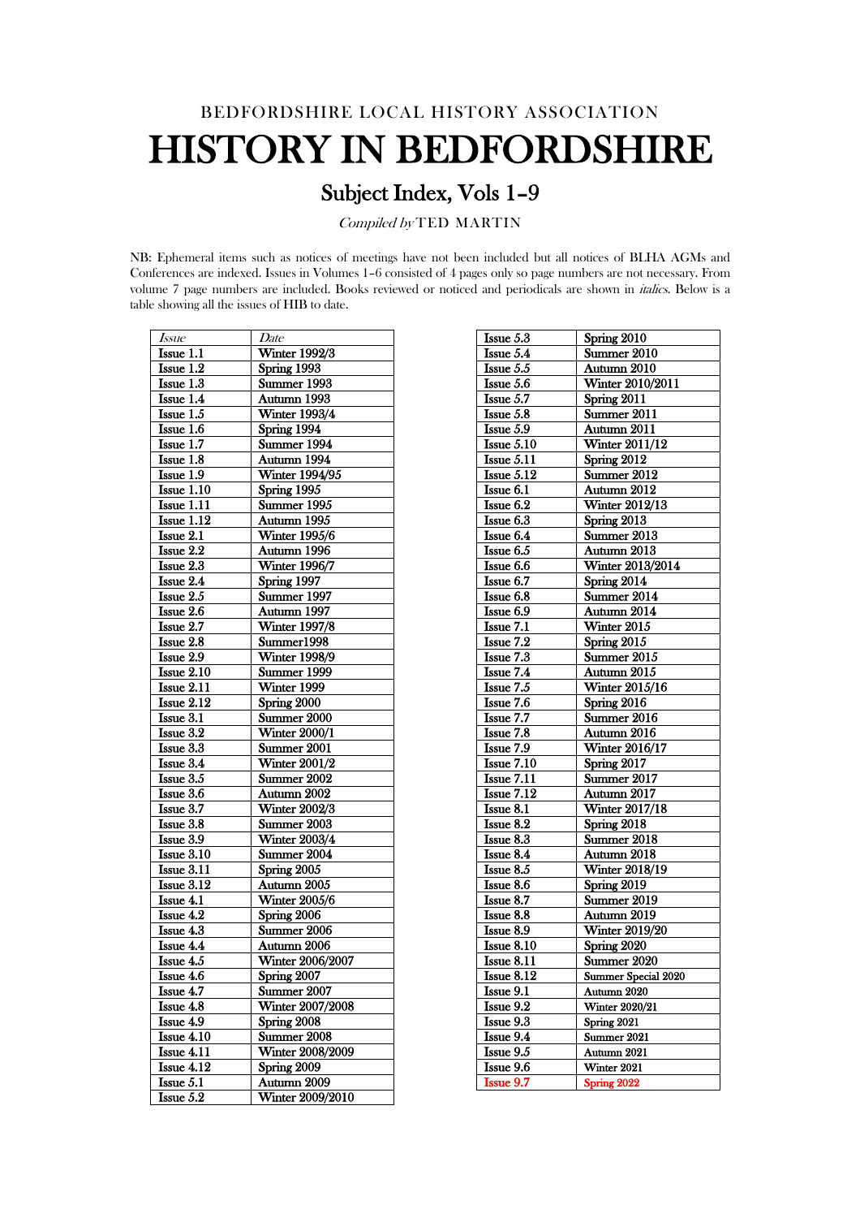BEDFORDSHIRE LOCAL HISTORY ASSOCIATION

# HISTORY IN BEDFORDSHIRE

## Subject Index, Vols 1–9

*Compiled by* TED MARTIN

NB: Ephemeral items such as notices of meetings have not been included but all notices of BLHA AGMs and Conferences are indexed. Issues in Volumes 1–6 consisted of 4 pages only so page numbers are not necessary. From volume 7 page numbers are included. Books reviewed or noticed and periodicals are shown in *italics*. Below is a table showing all the issues of HIB to date.

| *Issue* | *Date* |
|---|---|
| Issue 1.1 | Winter 1992/3 |
| Issue 1.2 | Spring 1993 |
| Issue 1.3 | Summer 1993 |
| Issue 1.4 | Autumn 1993 |
| Issue 1.5 | Winter 1993/4 |
| Issue 1.6 | Spring 1994 |
| Issue 1.7 | Summer 1994 |
| Issue 1.8 | Autumn 1994 |
| Issue 1.9 | Winter 1994/95 |
| Issue 1.10 | Spring 1995 |
| Issue 1.11 | Summer 1995 |
| Issue 1.12 | Autumn 1995 |
| Issue 2.1 | Winter 1995/6 |
| Issue 2.2 | Autumn 1996 |
| Issue 2.3 | Winter 1996/7 |
| Issue 2.4 | Spring 1997 |
| Issue 2.5 | Summer 1997 |
| Issue 2.6 | Autumn 1997 |
| Issue 2.7 | Winter 1997/8 |
| Issue 2.8 | Summer1998 |
| Issue 2.9 | Winter 1998/9 |
| Issue 2.10 | Summer 1999 |
| Issue 2.11 | Winter 1999 |
| Issue 2.12 | Spring 2000 |
| Issue 3.1 | Summer 2000 |
| Issue 3.2 | Winter 2000/1 |
| Issue 3.3 | Summer 2001 |
| Issue 3.4 | Winter 2001/2 |
| Issue 3.5 | Summer 2002 |
| Issue 3.6 | Autumn 2002 |
| Issue 3.7 | Winter 2002/3 |
| Issue 3.8 | Summer 2003 |
| Issue 3.9 | Winter 2003/4 |
| Issue 3.10 | Summer 2004 |
| Issue 3.11 | Spring 2005 |
| Issue 3.12 | Autumn 2005 |
| Issue 4.1 | Winter 2005/6 |
| Issue 4.2 | Spring 2006 |
| Issue 4.3 | Summer 2006 |
| Issue 4.4 | Autumn 2006 |
| Issue 4.5 | Winter 2006/2007 |
| Issue 4.6 | Spring 2007 |
| Issue 4.7 | Summer 2007 |
| Issue 4.8 | Winter 2007/2008 |
| Issue 4.9 | Spring 2008 |
| Issue 4.10 | Summer 2008 |
| Issue 4.11 | Winter 2008/2009 |
| Issue 4.12 | Spring 2009 |
| Issue 5.1 | Autumn 2009 |
| Issue 5.2 | Winter 2009/2010 |
| Issue 5.3 | Spring 2010 |
| Issue 5.4 | Summer 2010 |
| Issue 5.5 | Autumn 2010 |
| Issue 5.6 | Winter 2010/2011 |
| Issue 5.7 | Spring 2011 |
| Issue 5.8 | Summer 2011 |
| Issue 5.9 | Autumn 2011 |
| Issue 5.10 | Winter 2011/12 |
| Issue 5.11 | Spring 2012 |
| Issue 5.12 | Summer 2012 |
| Issue 6.1 | Autumn 2012 |
| Issue 6.2 | Winter 2012/13 |
| Issue 6.3 | Spring 2013 |
| Issue 6.4 | Summer 2013 |
| Issue 6.5 | Autumn 2013 |
| Issue 6.6 | Winter 2013/2014 |
| Issue 6.7 | Spring 2014 |
| Issue 6.8 | Summer 2014 |
| Issue 6.9 | Autumn 2014 |
| Issue 7.1 | Winter 2015 |
| Issue 7.2 | Spring 2015 |
| Issue 7.3 | Summer 2015 |
| Issue 7.4 | Autumn 2015 |
| Issue 7.5 | Winter 2015/16 |
| Issue 7.6 | Spring 2016 |
| Issue 7.7 | Summer 2016 |
| Issue 7.8 | Autumn 2016 |
| Issue 7.9 | Winter 2016/17 |
| Issue 7.10 | Spring 2017 |
| Issue 7.11 | Summer 2017 |
| Issue 7.12 | Autumn 2017 |
| Issue 8.1 | Winter 2017/18 |
| Issue 8.2 | Spring 2018 |
| Issue 8.3 | Summer 2018 |
| Issue 8.4 | Autumn 2018 |
| Issue 8.5 | Winter 2018/19 |
| Issue 8.6 | Spring 2019 |
| Issue 8.7 | Summer 2019 |
| Issue 8.8 | Autumn 2019 |
| Issue 8.9 | Winter 2019/20 |
| Issue 8.10 | Spring 2020 |
| Issue 8.11 | Summer 2020 |
| Issue 8.12 | Summer Special 2020 |
| Issue 9.1 | Autumn 2020 |
| Issue 9.2 | Winter 2020/21 |
| Issue 9.3 | Spring 2021 |
| Issue 9.4 | Summer 2021 |
| Issue 9.5 | Autumn 2021 |
| Issue 9.6 | Winter 2021 |
| Issue 9.7 | Spring 2022 |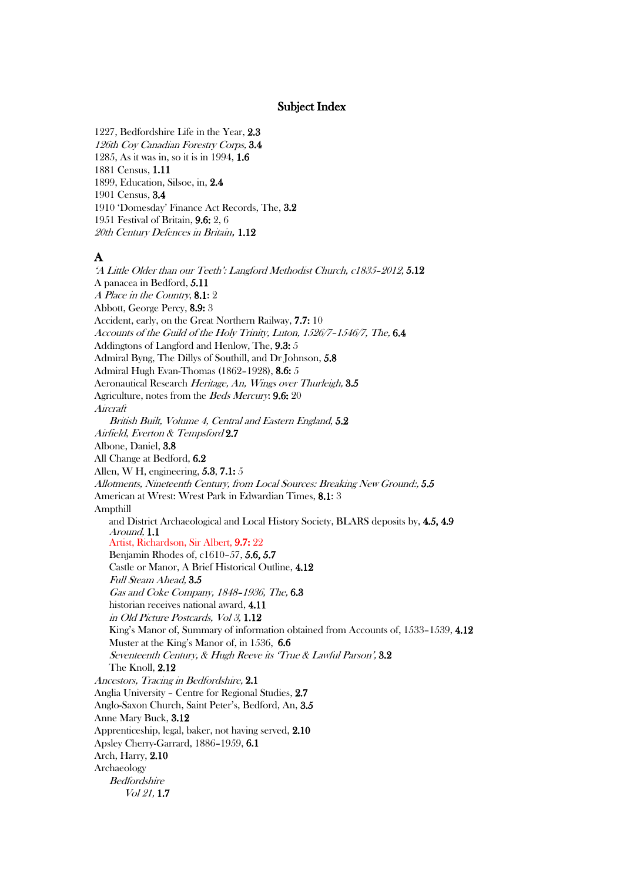## Subject Index

1227, Bedfordshire Life in the Year, **2.3**
*126th Coy Canadian Forestry Corps,* **3.4**
1285, As it was in, so it is in 1994, **1.6**
1881 Census, **1.11**
1899, Education, Silsoe, in, **2.4**
1901 Census, **3.4**
1910 'Domesday' Finance Act Records, The, **3.2**
1951 Festival of Britain, **9.6:** 2, 6
*20th Century Defences in Britain,* **1.12**

### A

*'A Little Older than our Teeth': Langford Methodist Church, c1835–2012,* **5.12**
A panacea in Bedford, **5.11**
*A Place in the Country,* **8.1**: 2
Abbott, George Percy, **8.9:** 3
Accident, early, on the Great Northern Railway, **7.7:** 10
*Accounts of the Guild of the Holy Trinity, Luton, 1526/7–1546/7, The,* **6.4**
Addingtons of Langford and Henlow, The, **9.3:** 5
Admiral Byng, The Dillys of Southill, and Dr Johnson, **5.8**
Admiral Hugh Evan-Thomas (1862–1928), **8.6:** 5
Aeronautical Research *Heritage, An, Wings over Thurleigh,* **3.5**
Agriculture, notes from the *Beds Mercury*: **9.6:** 20
*Aircraft*
  *British Built, Volume 4, Central and Eastern England,* **5.2**
*Airfield, Everton & Tempsford* **2.7**
Albone, Daniel, **3.8**
All Change at Bedford, **6.2**
Allen, W H, engineering, **5.3**, **7.1:** 5
*Allotments, Nineteenth Century, from Local Sources: Breaking New Ground:,* **5.5**
American at Wrest: Wrest Park in Edwardian Times, **8.1**: 3
Ampthill
  and District Archaeological and Local History Society, BLARS deposits by, **4.5, 4.9**
  *Around,* **1.1**
  Artist, Richardson, Sir Albert, **9.7:** 22
  Benjamin Rhodes of, c1610–57, **5.6, 5.7**
  Castle or Manor, A Brief Historical Outline, **4.12**
  *Full Steam Ahead,* **3.5**
  *Gas and Coke Company, 1848–1936, The,* **6.3**
  historian receives national award, **4.11**
  *in Old Picture Postcards, Vol 3,* **1.12**
  King's Manor of, Summary of information obtained from Accounts of, 1533–1539, **4.12**
  Muster at the King's Manor of, in 1536, **6.6**
  *Seventeenth Century, & Hugh Reeve its 'True & Lawful Parson',* **3.2**
  The Knoll, **2.12**
*Ancestors, Tracing in Bedfordshire,* **2.1**
Anglia University – Centre for Regional Studies, **2.7**
Anglo-Saxon Church, Saint Peter's, Bedford, An, **3.5**
Anne Mary Buck, **3.12**
Apprenticeship, legal, baker, not having served, **2.10**
Apsley Cherry-Garrard, 1886–1959, **6.1**
Arch, Harry, **2.10**
Archaeology
  *Bedfordshire*
    *Vol 21,* **1.7**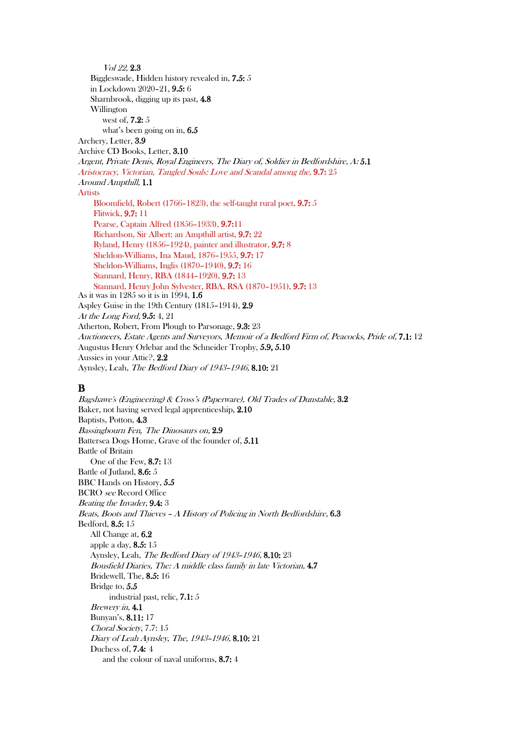*Vol 22*, **2.3**

Biggleswade, Hidden history revealed in, **7.5:** 5

in Lockdown 2020–21, **9.5:** 6

Sharnbrook, digging up its past, **4.8**

Willington

west of, **7.2:** 5

what's been going on in, **6.5**

Archery, Letter, **3.9**

Archive CD Books, Letter, **3.10**

*Argent, Private Denis, Royal Engineers, The Diary of, Soldier in Bedfordshire, A:* **5.1**

*Aristocracy, Victorian, Tangled Souls: Love and Scandal among the,* **9.7:** 25

*Around Ampthill,* **1.1**

Artists

Bloomfield, Robert (1766–1823), the self-taught rural poet, **9.7:** 5

Flitwick, **9.7:** 11

Pearse, Captain Alfred (1856–1933), **9.7:**11

Richardson, Sir Albert: an Ampthill artist, **9.7:** 22

Ryland, Henry (1856–1924), painter and illustrator, **9.7:** 8

Sheldon-Williams, Ina Maud, 1876–1955, **9.7:** 17

Sheldon-Williams, Inglis (1870–1940), **9.7:** 16

Stannard, Henry, RBA (1844–1920), **9.7:** 13

Stannard, Henry John Sylvester, RBA, RSA (1870–1951), **9.7:** 13

As it was in 1285 so it is in 1994, **1.6**

Aspley Guise in the 19th Century (1815–1914), **2.9**

*At the Long Ford,* **9.5:** 4, 21

Atherton, Robert, From Plough to Parsonage, **9.3:** 23

*Auctioneers, Estate Agents and Surveyors, Memoir of a Bedford Firm of, Peacocks, Pride of,* **7.1:** 12

Augustus Henry Orlebar and the Schneider Trophy, **5.9, 5.10**

Aussies in your Attic?, **2.2**

Aynsley, Leah, *The Bedford Diary of 1943–1946,* **8.10:** 21

## B

*Bagshawe's (Engineering) & Cross's (Paperware), Old Trades of Dunstable,* **3.2**

Baker, not having served legal apprenticeship, **2.10**

Baptists, Potton, **4.3**

*Bassingbourn Fen, The Dinosaurs on,* **2.9**

Battersea Dogs Home, Grave of the founder of, **5.11**

Battle of Britain

One of the Few, **8.7:** 13

Battle of Jutland, **8.6:** 5

BBC Hands on History, ***5.5***

BCRO *see* Record Office

*Beating the Invader,* **9.4:** 3

*Beats, Boots and Thieves – A History of Policing in North Bedfordshire,* **6.3**

Bedford, **8.5:** 15

All Change at, **6.2**

apple a day, **8.5:** 15

Aynsley, Leah, *The Bedford Diary of 1943–1946,* **8.10:** 23

*Bousfield Diaries, The: A middle class family in late Victorian,* **4.7**

Bridewell, The, **8.5:** 16

Bridge to, ***5.5***

industrial past, relic, **7.1:** 5

*Brewery in,* **4.1**

Bunyan's, **8.11:** 17

*Choral Society*, 7.7: 15

*Diary of Leah Aynsley, The, 1943–1946,* **8.10:** 21

Duchess of, **7.4:** 4

and the colour of naval uniforms, **8.7:** 4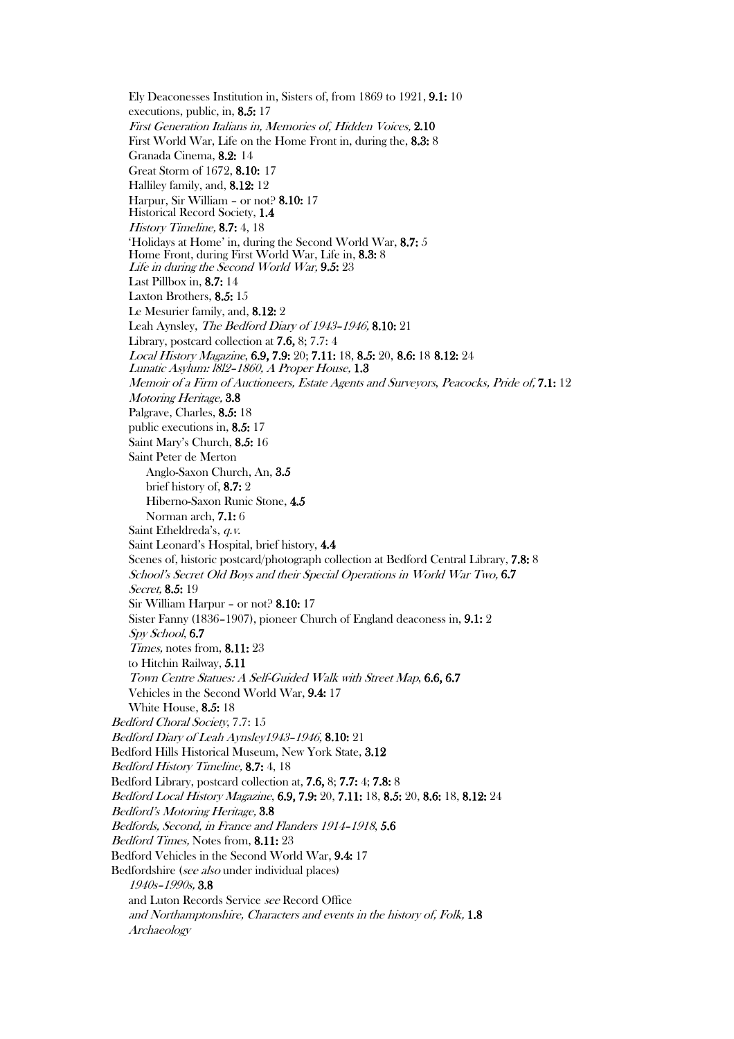Ely Deaconesses Institution in, Sisters of, from 1869 to 1921, **9.1:** 10
executions, public, in, **8.5:** 17
*First Generation Italians in, Memories of, Hidden Voices,* **2.10**
First World War, Life on the Home Front in, during the, **8.3:** 8
Granada Cinema, **8.2:** 14
Great Storm of 1672, **8.10:** 17
Halliley family, and, **8.12:** 12
Harpur, Sir William – or not? **8.10:** 17
Historical Record Society, **1.4**
*History Timeline,* **8.7:** 4, 18
'Holidays at Home' in, during the Second World War, **8.7:** 5
Home Front, during First World War, Life in, **8.3:** 8
*Life in during the Second World War,* **9.5:** 23
Last Pillbox in, **8.7:** 14
Laxton Brothers, **8.5:** 15
Le Mesurier family, and, **8.12:** 2
Leah Aynsley, *The Bedford Diary of 1943–1946,* **8.10:** 21
Library, postcard collection at **7.6,** 8; 7.7: 4
*Local History Magazine*, **6.9, 7.9:** 20; **7.11:** 18, **8.5:** 20, **8.6:** 18 **8.12:** 24
*Lunatic Asylum: 1812–1860, A Proper House,* **1.3**
*Memoir of a Firm of Auctioneers, Estate Agents and Surveyors, Peacocks, Pride of,* **7.1:** 12
*Motoring Heritage,* **3.8**
Palgrave, Charles, **8.5:** 18
public executions in, **8.5:** 17
Saint Mary's Church, **8.5:** 16
Saint Peter de Merton
  Anglo-Saxon Church, An, **3.5**
  brief history of, **8.7:** 2
  Hiberno-Saxon Runic Stone, **4.5**
  Norman arch, **7.1:** 6
Saint Etheldreda's, *q.v.*
Saint Leonard's Hospital, brief history, **4.4**
Scenes of, historic postcard/photograph collection at Bedford Central Library, **7.8:** 8
*School's Secret Old Boys and their Special Operations in World War Two,* **6.7**
*Secret,* **8.5:** 19
Sir William Harpur – or not? **8.10:** 17
Sister Fanny (1836–1907), pioneer Church of England deaconess in, **9.1:** 2
*Spy School,* **6.7**
*Times,* notes from, **8.11:** 23
to Hitchin Railway, **5.11**
*Town Centre Statues: A Self-Guided Walk with Street Map,* **6.6, 6.7**
Vehicles in the Second World War, **9.4:** 17
White House, **8.5:** 18

*Bedford Choral Society*, 7.7: 15
*Bedford Diary of Leah Aynsley1943–1946,* **8.10:** 21
Bedford Hills Historical Museum, New York State, **3.12**
*Bedford History Timeline,* **8.7:** 4, 18
Bedford Library, postcard collection at, **7.6,** 8; **7.7:** 4; **7.8:** 8
*Bedford Local History Magazine*, **6.9, 7.9:** 20, **7.11:** 18, **8.5:** 20, **8.6:** 18, **8.12:** 24
*Bedford's Motoring Heritage,* **3.8**
*Bedfords, Second, in France and Flanders 1914–1918,* **5.6**
*Bedford Times,* Notes from, **8.11:** 23
Bedford Vehicles in the Second World War, **9.4:** 17
Bedfordshire (*see also* under individual places)
  *1940s–1990s,* **3.8**
  and Luton Records Service *see* Record Office
  *and Northamptonshire, Characters and events in the history of, Folk,* **1.8**
  *Archaeology*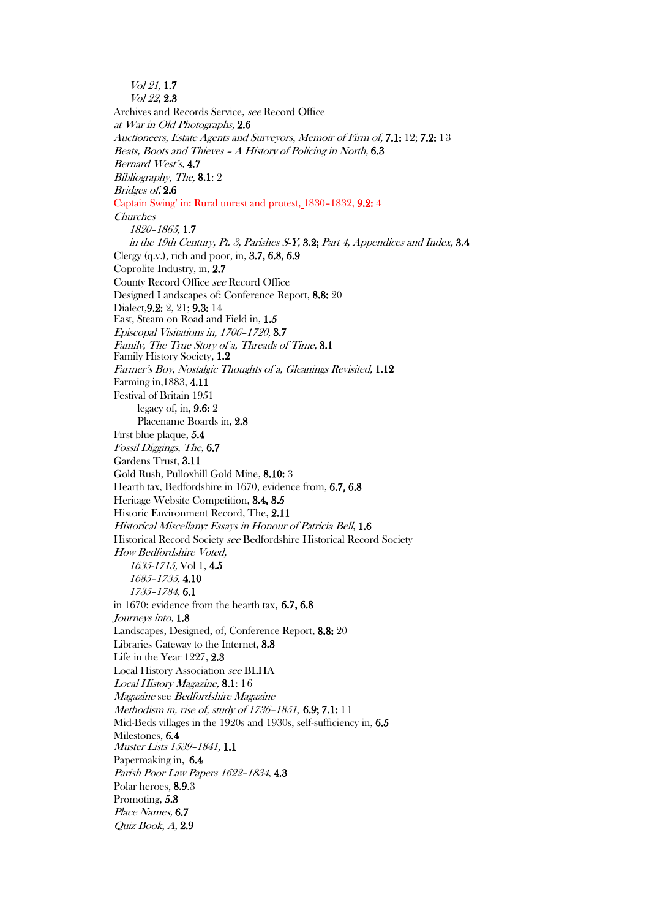*Vol 21,* **1.7**
*Vol 22,* **2.3**
Archives and Records Service, *see* Record Office
*at War in Old Photographs,* **2.6**
*Auctioneers, Estate Agents and Surveyors, Memoir of Firm of,* **7.1:** 12; **7.2:** 13
*Beats, Boots and Thieves – A History of Policing in North,* **6.3**
*Bernard West's,* **4.7**
*Bibliography, The,* **8.1**: 2
*Bridges of,* **2.6**
Captain Swing' in: Rural unrest and protest, 1830–1832, **9.2:** 4
*Churches*
*1820–1865,* **1.7**
*in the 19th Century, Pt. 3, Parishes S-Y,* **3.2;** *Part 4, Appendices and Index,* **3.4**
Clergy (q.v.), rich and poor, in, **3.7, 6.8, 6.9**
Coprolite Industry, in, **2.7**
County Record Office *see* Record Office
Designed Landscapes of: Conference Report, **8.8:** 20
Dialect,**9.2:** 2, 21; **9.3:** 14
East, Steam on Road and Field in, **1.5**
*Episcopal Visitations in, 1706–1720,* **3.7**
*Family, The True Story of a, Threads of Time,* **3.1**
Family History Society, **1.2**
*Farmer's Boy, Nostalgic Thoughts of a, Gleanings Revisited,* **1.12**
Farming in,1883, **4.11**
Festival of Britain 1951
legacy of, in, **9.6:** 2
Placename Boards in, **2.8**
First blue plaque, **5.4**
*Fossil Diggings, The,* **6.7**
Gardens Trust, **3.11**
Gold Rush, Pulloxhill Gold Mine, **8.10:** 3
Hearth tax, Bedfordshire in 1670, evidence from, **6.7, 6.8**
Heritage Website Competition, **3.4, 3.5**
Historic Environment Record, The, **2.11**
*Historical Miscellany: Essays in Honour of Patricia Bell,* **1.6**
Historical Record Society *see* Bedfordshire Historical Record Society
*How Bedfordshire Voted,*
*1635-1715,* Vol 1, **4.5**
*1685–1735,* **4.10**
*1735–1784,* **6.1**
in 1670: evidence from the hearth tax, **6.7, 6.8**
*Journeys into,* **1.8**
Landscapes, Designed, of, Conference Report, **8.8:** 20
Libraries Gateway to the Internet, **3.3**
Life in the Year 1227, **2.3**
Local History Association *see* BLHA
*Local History Magazine,* **8.1**: 16
*Magazine* see *Bedfordshire Magazine*
*Methodism in, rise of, study of 1736–1851,* **6.9; 7.1:** 11
Mid-Beds villages in the 1920s and 1930s, self-sufficiency in, **6.5**
Milestones, **6.4**
*Muster Lists 1539–1841,* **1.1**
Papermaking in, **6.4**
*Parish Poor Law Papers 1622–1834,* **4.3**
Polar heroes, **8.9**.3
Promoting, **5.3**
*Place Names,* **6.7**
*Quiz Book, A,* **2.9**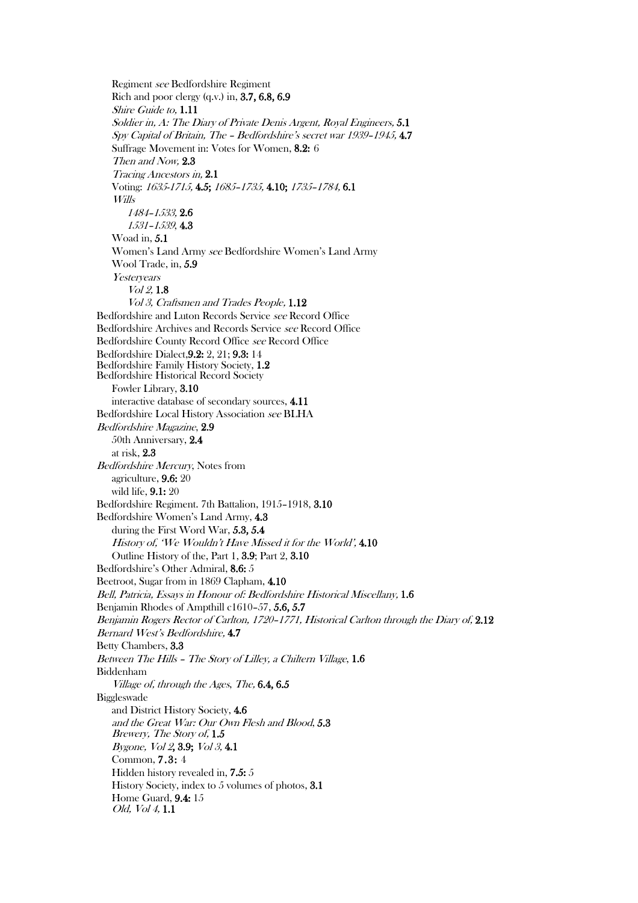Regiment *see* Bedfordshire Regiment
Rich and poor clergy (q.v.) in, **3.7, 6.8, 6.9**
*Shire Guide to,* **1.11**
*Soldier in, A: The Diary of Private Denis Argent, Royal Engineers,* **5.1**
*Spy Capital of Britain, The – Bedfordshire's secret war 1939–1945,* **4.7**
Suffrage Movement in: Votes for Women, **8.2:** 6
*Then and Now,* **2.3**
*Tracing Ancestors in,* **2.1**
Voting: *1635-1715,* **4.5;** *1685–1735,* **4.10;** *1735–1784,* **6.1**
*Wills*
*1484–1533,* **2.6**
*1531–1539,* **4.3**
Woad in, **5.1**
Women's Land Army *see* Bedfordshire Women's Land Army
Wool Trade, in, **5.9**
*Yesteryears*
*Vol 2,* **1.8**
*Vol 3, Craftsmen and Trades People,* **1.12**

Bedfordshire and Luton Records Service *see* Record Office
Bedfordshire Archives and Records Service *see* Record Office
Bedfordshire County Record Office *see* Record Office
Bedfordshire Dialect,**9.2:** 2, 21; **9.3:** 14
Bedfordshire Family History Society, **1.2**
Bedfordshire Historical Record Society
Fowler Library, **3.10**
interactive database of secondary sources, **4.11**
Bedfordshire Local History Association *see* BLHA
*Bedfordshire Magazine*, **2.9**
50th Anniversary, **2.4**
at risk, **2.3**
*Bedfordshire Mercury*, Notes from
agriculture, **9.6:** 20
wild life, **9.1:** 20
Bedfordshire Regiment. 7th Battalion, 1915–1918, **3.10**
Bedfordshire Women's Land Army, **4.3**
during the First Word War, **5.3, 5.4**
*History of, 'We Wouldn't Have Missed it for the World',* **4.10**
Outline History of the, Part 1, **3.9**; Part 2, **3.10**
Bedfordshire's Other Admiral, **8.6:** 5
Beetroot, Sugar from in 1869 Clapham, **4.10**
*Bell, Patricia, Essays in Honour of: Bedfordshire Historical Miscellany,* **1.6**
Benjamin Rhodes of Ampthill c1610–57, **5.6, 5.7**
*Benjamin Rogers Rector of Carlton, 1720–1771, Historical Carlton through the Diary of,* **2.12**
*Bernard West's Bedfordshire,* **4.7**
Betty Chambers, **3.3**
*Between The Hills – The Story of Lilley, a Chiltern Village*, **1.6**
Biddenham
*Village of, through the Ages, The,* **6.4, 6.5**
Biggleswade
and District History Society, **4.6**
*and the Great War: Our Own Flesh and Blood,* **5.3**
*Brewery, The Story of,* **1.5**
*Bygone, Vol 2*, **3.9;** *Vol 3,* **4.1**
Common, **7.3:** 4
Hidden history revealed in, **7.5:** 5
History Society, index to 5 volumes of photos, **3.1**
Home Guard, **9.4:** 15
*Old, Vol 4,* **1.1**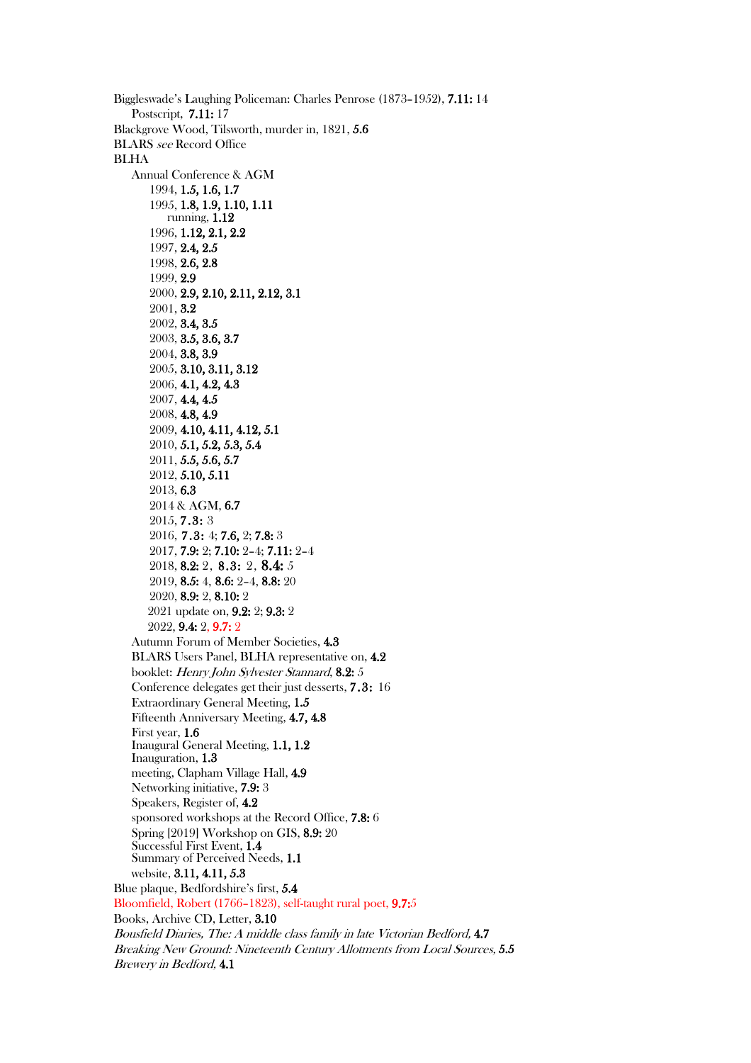Biggleswade's Laughing Policeman: Charles Penrose (1873–1952), **7.11:** 14
- Postscript, **7.11:** 17

Blackgrove Wood, Tilsworth, murder in, 1821, **5.6**

BLARS *see* Record Office

BLHA
- Annual Conference & AGM
  - 1994, **1.5, 1.6, 1.7**
  - 1995, **1.8, 1.9, 1.10, 1.11**
    - running, **1.12**
  - 1996, **1.12, 2.1, 2.2**
  - 1997, **2.4, 2.5**
  - 1998, **2.6, 2.8**
  - 1999, **2.9**
  - 2000, **2.9, 2.10, 2.11, 2.12, 3.1**
  - 2001, **3.2**
  - 2002, **3.4, 3.5**
  - 2003, **3.5, 3.6, 3.7**
  - 2004, **3.8, 3.9**
  - 2005, **3.10, 3.11, 3.12**
  - 2006, **4.1, 4.2, 4.3**
  - 2007, **4.4, 4.5**
  - 2008, **4.8, 4.9**
  - 2009, **4.10, 4.11, 4.12, 5.1**
  - 2010, **5.1, 5.2, 5.3, 5.4**
  - 2011, **5.5, 5.6, 5.7**
  - 2012, **5.10, 5.11**
  - 2013, **6.3**
  - 2014 & AGM, **6.7**
  - 2015, **7.3:** 3
  - 2016, **7.3:** 4; **7.6,** 2; **7.8:** 3
  - 2017, **7.9:** 2; **7.10:** 2–4; **7.11:** 2–4
  - 2018, **8.2:** 2, **8.3:** 2, **8.4:** 5
  - 2019, **8.5:** 4, **8.6:** 2–4, **8.8:** 20
  - 2020, **8.9:** 2, **8.10:** 2
  - 2021 update on, **9.2:** 2; **9.3:** 2
  - 2022, **9.4:** 2, **9.7:** 2
- Autumn Forum of Member Societies, **4.3**
- BLARS Users Panel, BLHA representative on, **4.2**
- booklet: *Henry John Sylvester Stannard,* **8.2:** 5
- Conference delegates get their just desserts, **7.3:** 16
- Extraordinary General Meeting, **1.5**
- Fifteenth Anniversary Meeting, **4.7, 4.8**
- First year, **1.6**
- Inaugural General Meeting, **1.1, 1.2**
- Inauguration, **1.3**
- meeting, Clapham Village Hall, **4.9**
- Networking initiative, **7.9:** 3
- Speakers, Register of, **4.2**
- sponsored workshops at the Record Office, **7.8:** 6
- Spring [2019] Workshop on GIS, **8.9:** 20
- Successful First Event, **1.4**
- Summary of Perceived Needs, **1.1**
- website, **3.11, 4.11, 5.3**

Blue plaque, Bedfordshire's first, **5.4**

Bloomfield, Robert (1766–1823), self-taught rural poet, **9.7:**5

Books, Archive CD, Letter, **3.10**

*Bousfield Diaries, The: A middle class family in late Victorian Bedford,* **4.7**

*Breaking New Ground: Nineteenth Century Allotments from Local Sources,* **5.5**

*Brewery in Bedford,* **4.1**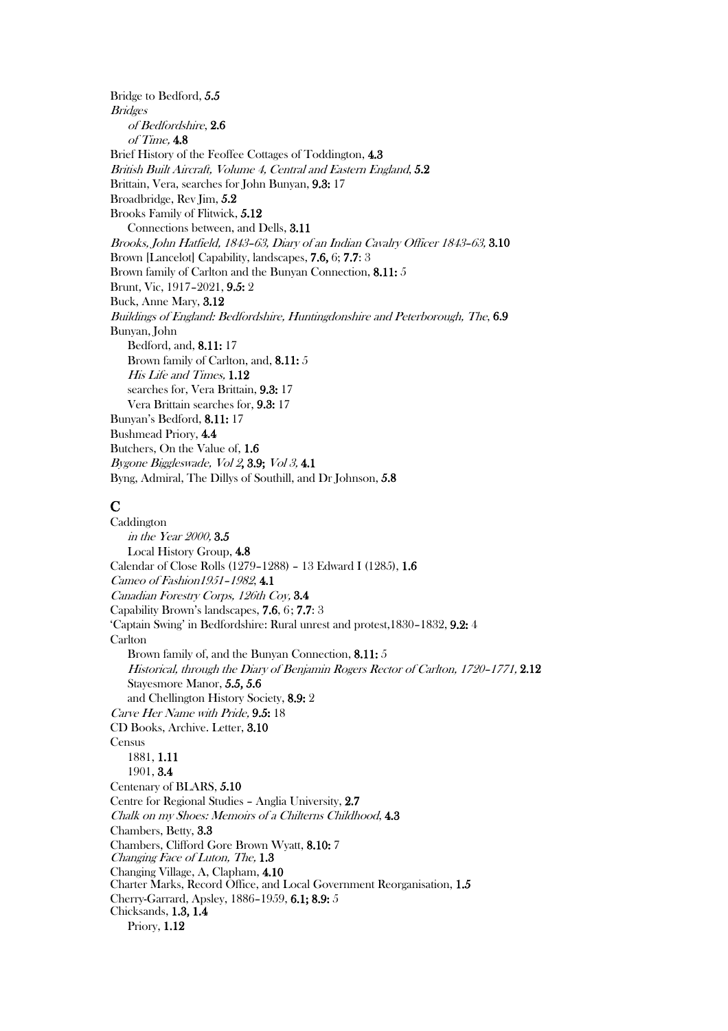Bridge to Bedford, ***5.5***  
*Bridges*  
  *of Bedfordshire*, **2.6**  
  *of Time,* **4.8**  
Brief History of the Feoffee Cottages of Toddington, **4.3**  
*British Built Aircraft, Volume 4, Central and Eastern England*, **5.2**  
Brittain, Vera, searches for John Bunyan, **9.3:** 17  
Broadbridge, Rev Jim, ***5.2***  
Brooks Family of Flitwick, **5.12**  
  Connections between, and Dells, **3.11**  
*Brooks, John Hatfield, 1843–63, Diary of an Indian Cavalry Officer 1843–63,* **3.10**  
Brown [Lancelot] Capability, landscapes, **7.6,** 6; **7.7**: 3  
Brown family of Carlton and the Bunyan Connection, **8.11:** *5*  
Brunt, Vic, 1917–2021, **9.5:** 2  
Buck, Anne Mary, **3.12**  
*Buildings of England: Bedfordshire, Huntingdonshire and Peterborough, The*, **6.9**  
Bunyan, John  
  Bedford, and, **8.11:** 17  
  Brown family of Carlton, and, **8.11:** *5*  
  *His Life and Times,* **1.12**  
  searches for, Vera Brittain, **9.3:** 17  
  Vera Brittain searches for, **9.3:** 17  
Bunyan's Bedford, **8.11:** 17  
Bushmead Priory, **4.4**  
Butchers, On the Value of, **1.6**  
*Bygone Biggleswade, Vol 2***, 3.9;** *Vol 3,* **4.1**  
Byng, Admiral, The Dillys of Southill, and Dr Johnson, ***5.8***

## C

Caddington  
  *in the Year 2000,* **3.5**  
  Local History Group, **4.8**  
Calendar of Close Rolls (1279–1288) – 13 Edward I (1285), **1.6**  
*Cameo of Fashion1951–1982*, **4.1**  
*Canadian Forestry Corps, 126th Coy,* **3.4**  
Capability Brown's landscapes, **7.6**, 6; **7.7**: 3  
'Captain Swing' in Bedfordshire: Rural unrest and protest,1830–1832, **9.2:** 4  
Carlton  
  Brown family of, and the Bunyan Connection, **8.11:** *5*  
  *Historical, through the Diary of Benjamin Rogers Rector of Carlton, 1720–1771,* **2.12**  
  Stayesmore Manor, ***5.5, 5.6***  
  and Chellington History Society, **8.9:** 2  
*Carve Her Name with Pride,* **9.5:** 18  
CD Books, Archive. Letter, **3.10**  
Census  
  1881, **1.11**  
  1901, **3.4**  
Centenary of BLARS, **5.10**  
Centre for Regional Studies – Anglia University, **2.7**  
*Chalk on my Shoes: Memoirs of a Chilterns Childhood*, **4.3**  
Chambers, Betty, **3.3**  
Chambers, Clifford Gore Brown Wyatt, **8.10:** 7  
*Changing Face of Luton, The,* **1.3**  
Changing Village, A, Clapham, **4.10**  
Charter Marks, Record Office, and Local Government Reorganisation, **1.5**  
Cherry-Garrard, Apsley, 1886–1959, **6.1; 8.9:** *5*  
Chicksands, **1.3, 1.4**  
  Priory, **1.12**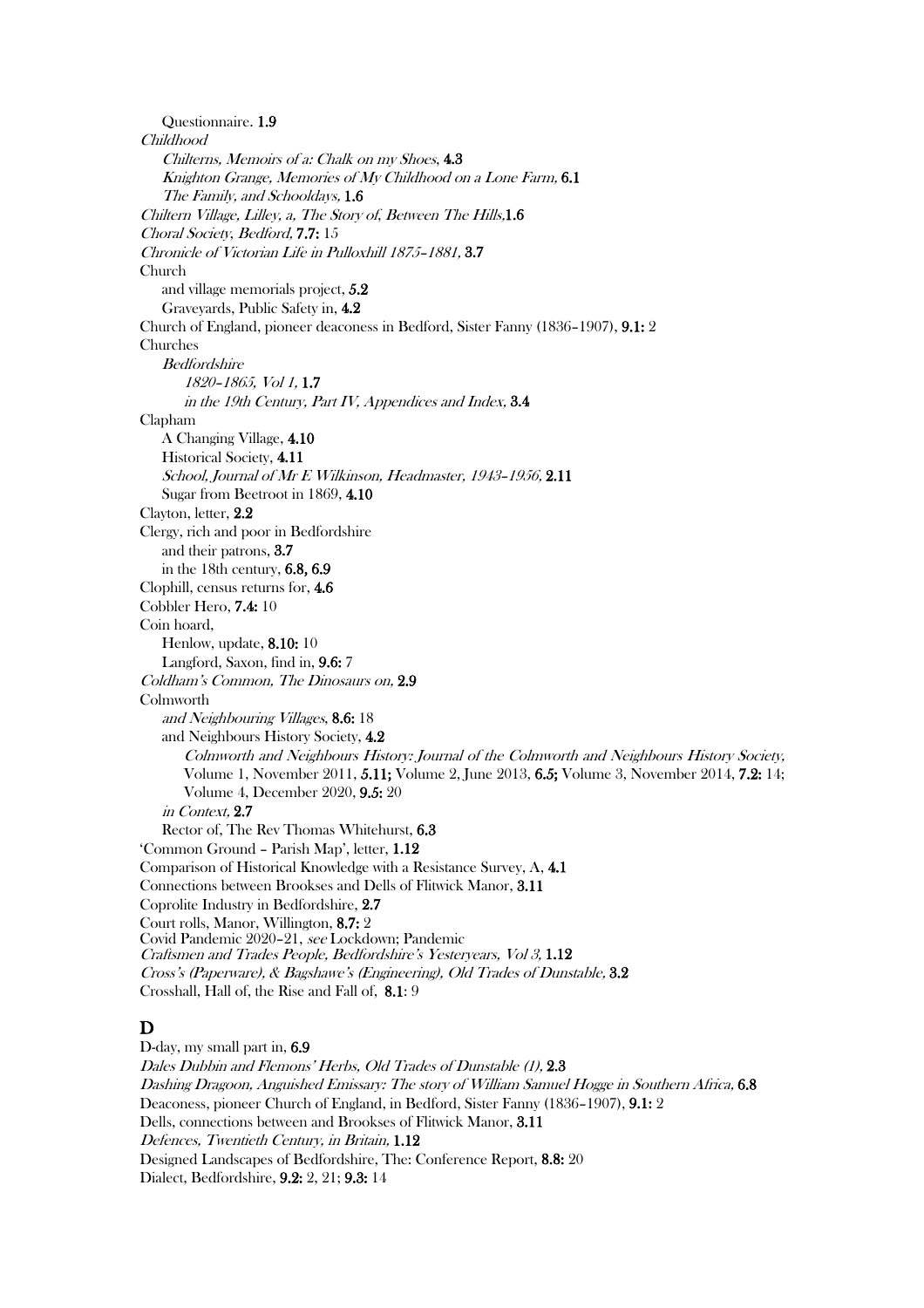Questionnaire. **1.9**

*Childhood*

*Chilterns, Memoirs of a: Chalk on my Shoes*, **4.3**

*Knighton Grange, Memories of My Childhood on a Lone Farm,* **6.1**

*The Family, and Schooldays,* **1.6**

*Chiltern Village, Lilley, a, The Story of, Between The Hills,***1.6**

*Choral Society, Bedford,* **7.7:** 15

*Chronicle of Victorian Life in Pulloxhill 1875–1881,* **3.7**

Church

and village memorials project, **5.2**

Graveyards, Public Safety in, **4.2**

Church of England, pioneer deaconess in Bedford, Sister Fanny (1836–1907), **9.1:** 2

Churches

*Bedfordshire*

*1820–1865, Vol 1,* **1.7**

*in the 19th Century, Part IV, Appendices and Index,* **3.4**

Clapham

A Changing Village, **4.10**

Historical Society, **4.11**

*School, Journal of Mr E Wilkinson, Headmaster, 1943–1956,* **2.11**

Sugar from Beetroot in 1869, **4.10**

Clayton, letter, **2.2**

Clergy, rich and poor in Bedfordshire

and their patrons, **3.7**

in the 18th century, **6.8, 6.9**

Clophill, census returns for, **4.6**

Cobbler Hero, **7.4:** 10

Coin hoard,

Henlow, update, **8.10:** 10

Langford, Saxon, find in, **9.6:** 7

*Coldham's Common, The Dinosaurs on,* **2.9**

Colmworth

*and Neighbouring Villages*, **8.6:** 18

and Neighbours History Society, **4.2**

*Colmworth and Neighbours History: Journal of the Colmworth and Neighbours History Society,* Volume 1, November 2011, **5.11;** Volume 2, June 2013, **6.5;** Volume 3, November 2014, **7.2:** 14; Volume 4, December 2020, **9.5:** 20

*in Context,* **2.7**

Rector of, The Rev Thomas Whitehurst, **6.3**

'Common Ground – Parish Map', letter, **1.12**

Comparison of Historical Knowledge with a Resistance Survey, A, **4.1**

Connections between Brookses and Dells of Flitwick Manor, **3.11**

Coprolite Industry in Bedfordshire, **2.7**

Court rolls, Manor, Willington, **8.7:** 2

Covid Pandemic 2020–21, *see* Lockdown; Pandemic

*Craftsmen and Trades People, Bedfordshire's Yesteryears, Vol 3,* **1.12**

*Cross's (Paperware), & Bagshawe's (Engineering), Old Trades of Dunstable,* **3.2**

Crosshall, Hall of, the Rise and Fall of, **8.1**: 9

## D

D-day, my small part in, **6.9**

*Dales Dubbin and Flemons' Herbs, Old Trades of Dunstable (1),* **2.3**

*Dashing Dragoon, Anguished Emissary: The story of William Samuel Hogge in Southern Africa,* **6.8**

Deaconess, pioneer Church of England, in Bedford, Sister Fanny (1836–1907), **9.1:** 2

Dells, connections between and Brookses of Flitwick Manor, **3.11**

*Defences, Twentieth Century, in Britain,* **1.12**

Designed Landscapes of Bedfordshire, The: Conference Report, **8.8:** 20

Dialect, Bedfordshire, **9.2:** 2, 21; **9.3:** 14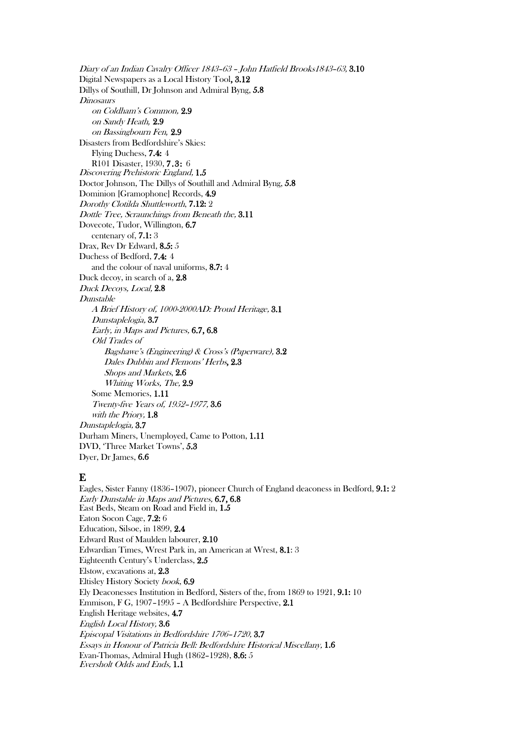*Diary of an Indian Cavalry Officer 1843–63 – John Hatfield Brooks1843–63,* **3.10**
Digital Newspapers as a Local History Tool**, 3.12**
Dillys of Southill, Dr Johnson and Admiral Byng, **5.8**
*Dinosaurs*
*on Coldham's Common,* **2.9**
*on Sandy Heath,* **2.9**
*on Bassingbourn Fen,* **2.9**
Disasters from Bedfordshire's Skies:
Flying Duchess, **7.4:** 4
R101 Disaster, 1930, **7.3:** 6
*Discovering Prehistoric England,* **1.5**
Doctor Johnson, The Dillys of Southill and Admiral Byng, **5.8**
Dominion [Gramophone] Records, **4.9**
*Dorothy Clotilda Shuttleworth,* **7.12:** 2
*Dottle Tree, Scraunchings from Beneath the,* **3.11**
Dovecote, Tudor, Willington, **6.7**
centenary of, **7.1:** 3
Drax, Rev Dr Edward, **8.5:** 5
Duchess of Bedford, **7.4:** 4
and the colour of naval uniforms, **8.7:** 4
Duck decoy, in search of a, **2.8**
*Duck Decoys, Local,* **2.8**
*Dunstable*
*A Brief History of, 1000-2000AD: Proud Heritage,* **3.1**
*Dunstaplelogia,* **3.7**
*Early, in Maps and Pictures,* **6.7, 6.8**
*Old Trades of*
*Bagshawe's (Engineering) & Cross's (Paperware),* **3.2**
*Dales Dubbin and Flemons' Herbs***, 2.3**
*Shops and Markets*, **2.6**
*Whiting Works, The,* **2.9**
Some Memories, **1.11**
*Twenty-five Years of, 1952–1977,* **3.6**
*with the Priory,* **1.8**
*Dunstaplelogia,* **3.7**
Durham Miners, Unemployed, Came to Potton, **1.11**
DVD, 'Three Market Towns', **5.3**
Dyer, Dr James, **6.6**

## E

Eagles, Sister Fanny (1836–1907), pioneer Church of England deaconess in Bedford, **9.1:** 2
*Early Dunstable in Maps and Pictures,* **6.7, 6.8**
East Beds, Steam on Road and Field in, **1.5**
Eaton Socon Cage, **7.2:** 6
Education, Silsoe, in 1899, **2.4**
Edward Rust of Maulden labourer, **2.10**
Edwardian Times, Wrest Park in, an American at Wrest, **8.1**: 3
Eighteenth Century's Underclass, **2.5**
Elstow, excavations at, **2.3**
Eltisley History Society *book,* **6.9**
Ely Deaconesses Institution in Bedford, Sisters of the, from 1869 to 1921, **9.1:** 10
Emmison, F G, 1907–1995 – A Bedfordshire Perspective, **2.1**
English Heritage websites, **4.7**
*English Local History,* **3.6**
*Episcopal Visitations in Bedfordshire 1706–1720,* **3.7**
*Essays in Honour of Patricia Bell: Bedfordshire Historical Miscellany,* **1.6**
Evan-Thomas, Admiral Hugh (1862–1928), **8.6:** 5
*Eversholt Odds and Ends,* **1.1**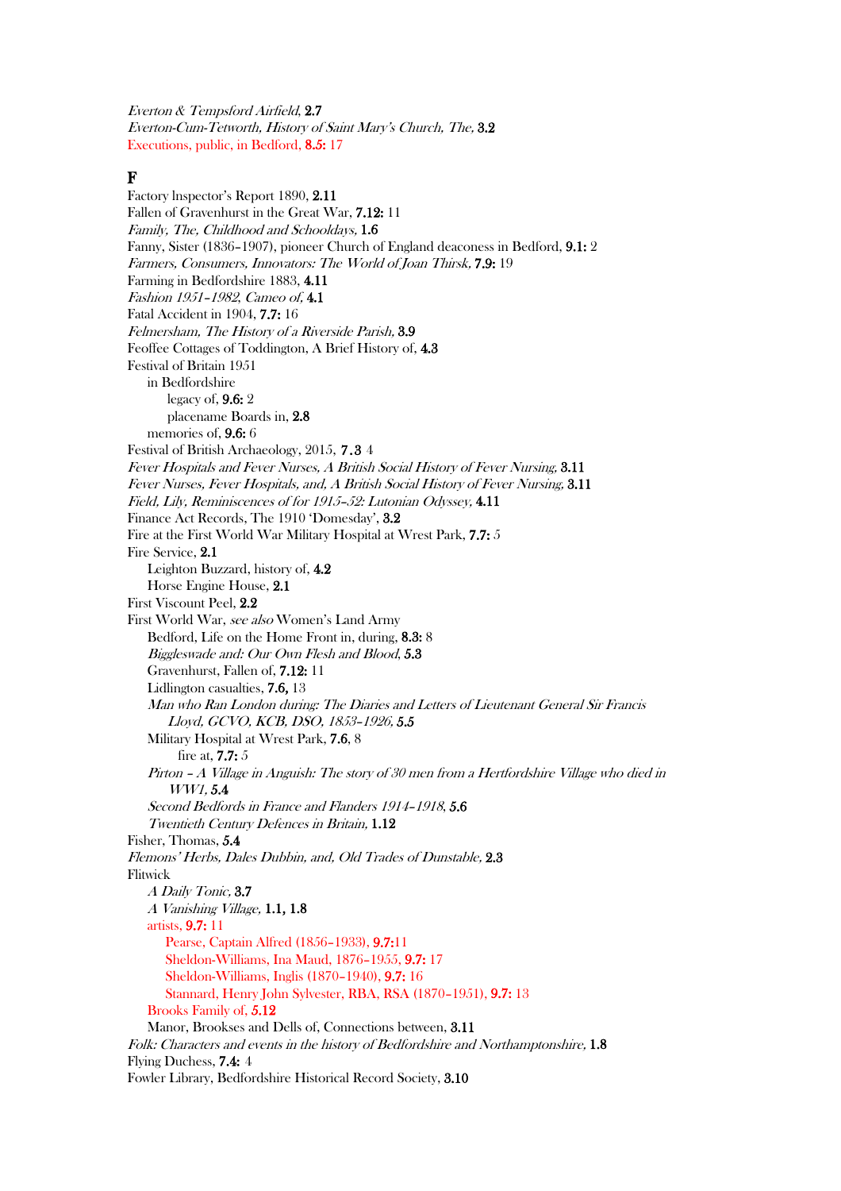*Everton & Tempsford Airfield*, **2.7**
*Everton-Cum-Tetworth, History of Saint Mary's Church, The,* **3.2**
Executions, public, in Bedford, **8.5:** 17

## F

Factory lnspector's Report 1890, **2.11**
Fallen of Gravenhurst in the Great War, **7.12:** 11
*Family, The, Childhood and Schooldays,* **1.6**
Fanny, Sister (1836–1907), pioneer Church of England deaconess in Bedford, **9.1:** 2
*Farmers, Consumers, Innovators: The World of Joan Thirsk,* **7.9:** 19
Farming in Bedfordshire 1883, **4.11**
*Fashion 1951–1982, Cameo of,* **4.1**
Fatal Accident in 1904, **7.7:** 16
*Felmersham, The History of a Riverside Parish,* **3.9**
Feoffee Cottages of Toddington, A Brief History of, **4.3**
Festival of Britain 1951
- in Bedfordshire
  - legacy of, **9.6:** 2
  - placename Boards in, **2.8**
- memories of, **9.6:** 6

Festival of British Archaeology, 2015, **7.3** 4
*Fever Hospitals and Fever Nurses, A British Social History of Fever Nursing,* **3.11**
*Fever Nurses, Fever Hospitals, and, A British Social History of Fever Nursing,* **3.11**
*Field, Lily, Reminiscences of for 1915–52: Lutonian Odyssey,* **4.11**
Finance Act Records, The 1910 'Domesday', **3.2**
Fire at the First World War Military Hospital at Wrest Park, **7.7:** 5
Fire Service, **2.1**
- Leighton Buzzard, history of, **4.2**
- Horse Engine House, **2.1**

First Viscount Peel, **2.2**
First World War, *see also* Women's Land Army
- Bedford, Life on the Home Front in, during, **8.3:** 8
- *Biggleswade and: Our Own Flesh and Blood,* **5.3**
- Gravenhurst, Fallen of, **7.12:** 11
- Lidlington casualties, **7.6,** 13
- *Man who Ran London during: The Diaries and Letters of Lieutenant General Sir Francis Lloyd, GCVO, KCB, DSO, 1853–1926,* **5.5**
- Military Hospital at Wrest Park, **7.6**, 8
  - fire at, **7.7:** 5
- *Pirton – A Village in Anguish: The story of 30 men from a Hertfordshire Village who died in WW1,* **5.4**
- *Second Bedfords in France and Flanders 1914–1918,* **5.6**
- *Twentieth Century Defences in Britain,* **1.12**

Fisher, Thomas, **5.4**
*Flemons' Herbs, Dales Dubbin, and, Old Trades of Dunstable,* **2.3**
Flitwick
- *A Daily Tonic,* **3.7**
- *A Vanishing Village,* **1.1, 1.8**
- artists, **9.7:** 11
  - Pearse, Captain Alfred (1856–1933), **9.7:**11
  - Sheldon-Williams, Ina Maud, 1876–1955, **9.7:** 17
  - Sheldon-Williams, Inglis (1870–1940), **9.7:** 16
  - Stannard, Henry John Sylvester, RBA, RSA (1870–1951), **9.7:** 13
- Brooks Family of, **5.12**
- Manor, Brookses and Dells of, Connections between, **3.11**

*Folk: Characters and events in the history of Bedfordshire and Northamptonshire,* **1.8**
Flying Duchess, **7.4:** 4
Fowler Library, Bedfordshire Historical Record Society, **3.10**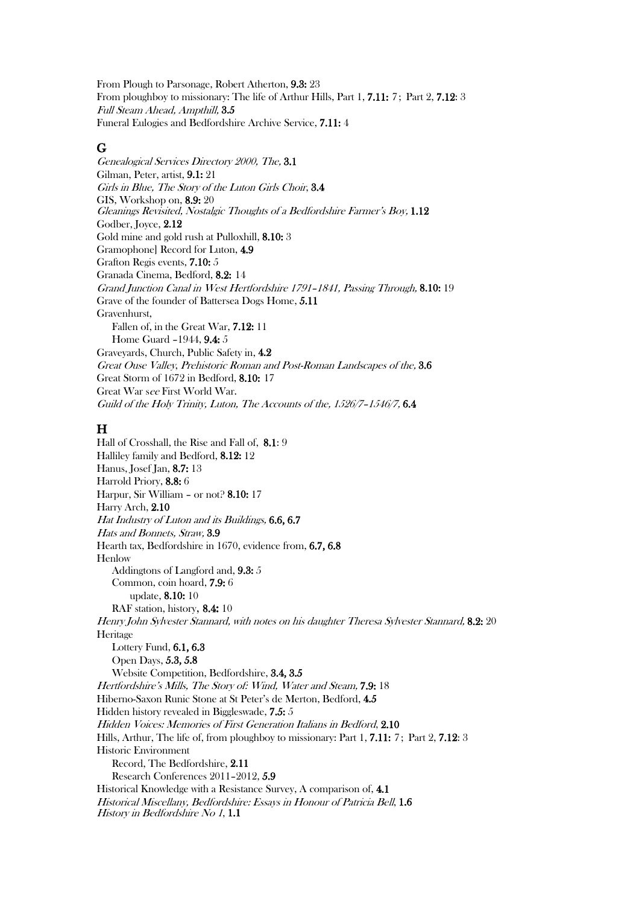From Plough to Parsonage, Robert Atherton, **9.3:** 23

From ploughboy to missionary: The life of Arthur Hills, Part 1, **7.11:** 7 ; Part 2, **7.12**: 3

*Full Steam Ahead, Ampthill,* **3.5**

Funeral Eulogies and Bedfordshire Archive Service, **7.11:** 4

## G

*Genealogical Services Directory 2000, The,* **3.1**

Gilman, Peter, artist, **9.1:** 21

*Girls in Blue, The Story of the Luton Girls Choir*, **3.4**

GIS, Workshop on, **8.9:** 20

*Gleanings Revisited, Nostalgic Thoughts of a Bedfordshire Farmer's Boy,* **1.12**

Godber, Joyce, **2.12**

Gold mine and gold rush at Pulloxhill, **8.10:** 3

Gramophone] Record for Luton, **4.9**

Grafton Regis events, **7.10:** 5

Granada Cinema, Bedford, **8.2:** 14

*Grand Junction Canal in West Hertfordshire 1791–1841, Passing Through,* **8.10:** 19

Grave of the founder of Battersea Dogs Home, **5.11**

Gravenhurst,

- Fallen of, in the Great War, **7.12:** 11
- Home Guard –1944, **9.4:** 5

Graveyards, Church, Public Safety in, **4.2**

*Great Ouse Valley, Prehistoric Roman and Post-Roman Landscapes of the,* **3.6**

Great Storm of 1672 in Bedford, **8.10:** 17

Great War *see* First World War.

*Guild of the Holy Trinity, Luton, The Accounts of the, 1526/7–1546/7,* **6.4**

## H

Hall of Crosshall, the Rise and Fall of, **8.1**: 9

Halliley family and Bedford, **8.12:** 12

Hanus, Josef Jan, **8.7:** 13

Harrold Priory, **8.8:** 6

Harpur, Sir William – or not? **8.10:** 17

Harry Arch, **2.10**

*Hat Industry of Luton and its Buildings,* **6.6, 6.7**

*Hats and Bonnets, Straw,* **3.9**

Hearth tax, Bedfordshire in 1670, evidence from, **6.7, 6.8**

Henlow

- Addingtons of Langford and, **9.3:** 5
- Common, coin hoard, **7.9:** 6
  - update, **8.10:** 10
- RAF station, history, **8.4:** 10

*Henry John Sylvester Stannard, with notes on his daughter Theresa Sylvester Stannard,* **8.2:** 20

Heritage

- Lottery Fund, **6.1, 6.3**
- Open Days, **5.3, 5.8**
- Website Competition, Bedfordshire, **3.4, 3.5**

*Hertfordshire's Mills, The Story of: Wind, Water and Steam,* **7.9:** 18

Hiberno-Saxon Runic Stone at St Peter's de Merton, Bedford, **4.5**

Hidden history revealed in Biggleswade, **7.5:** 5

*Hidden Voices: Memories of First Generation Italians in Bedford*, **2.10**

Hills, Arthur, The life of, from ploughboy to missionary: Part 1, **7.11:** 7 ; Part 2, **7.12**: 3

Historic Environment

- Record, The Bedfordshire, **2.11**
- Research Conferences 2011–2012, **5.9**

Historical Knowledge with a Resistance Survey, A comparison of, **4.1**

*Historical Miscellany, Bedfordshire: Essays in Honour of Patricia Bell*, **1.6**

*History in Bedfordshire No 1*, **1.1**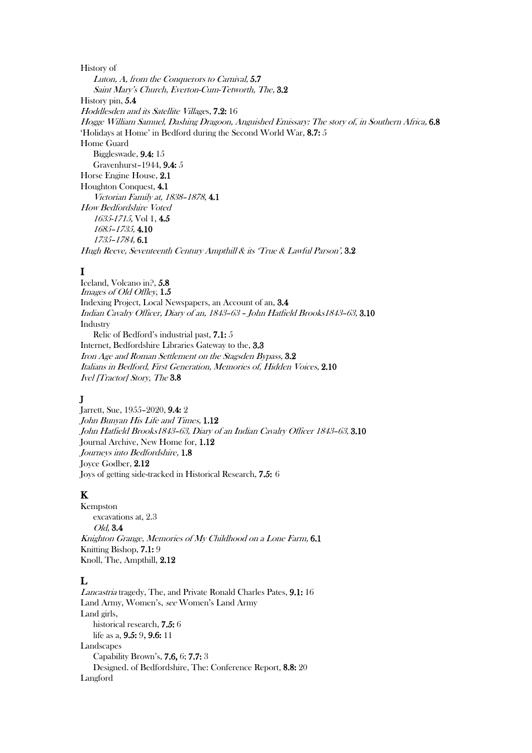History of

*Luton, A, from the Conquerors to Carnival,* **5.7**

*Saint Mary's Church, Everton-Cum-Tetworth, The,* **3.2**

History pin, **5.4**

*Hoddlesden and its Satellite Village*s, **7.2:** 16

*Hogge William Samuel, Dashing Dragoon, Anguished Emissary: The story of, in Southern Africa,* **6.8**

'Holidays at Home' in Bedford during the Second World War, **8.7:** 5

Home Guard

Biggleswade, **9.4:** 15

Gravenhurst–1944, **9.4:** 5

Horse Engine House, **2.1**

Houghton Conquest, **4.1**

*Victorian Family at, 1838–1878*, **4.1**

*How Bedfordshire Voted*

*1635-1715,* Vol 1, **4.5**

*1685–1735,* **4.10**

*1735–1784,* **6.1**

*Hugh Reeve, Seventeenth Century Ampthill & its 'True & Lawful Parson',* **3.2**

## I

Iceland, Volcano in?, **5.8**

*Images of Old Offley*, **1.5**

Indexing Project, Local Newspapers, an Account of an, **3.4**

*Indian Cavalry Officer, Diary of an, 1843–63 – John Hatfield Brooks1843–63,* **3.10**

Industry

Relic of Bedford's industrial past, **7.1:** 5

Internet, Bedfordshire Libraries Gateway to the, **3.3**

*Iron Age and Roman Settlement on the Stagsden Bypass,* **3.2**

*Italians in Bedford, First Generation, Memories of, Hidden Voices,* **2.10**

*Ivel [Tractor] Story, The* **3.8**

## J

Jarrett, Sue, 1955–2020, **9.4:** 2

*John Bunyan His Life and Times,* **1.12**

*John Hatfield Brooks1843–63, Diary of an Indian Cavalry Officer 1843–63,* **3.10**

Journal Archive, New Home for, **1.12**

*Journeys into Bedfordshire,* **1.8**

Joyce Godber, **2.12**

Joys of getting side-tracked in Historical Research, **7.5:** 6

## K

Kempston

excavations at, 2.3

*Old,* **3.4**

*Knighton Grange, Memories of My Childhood on a Lone Farm,* **6.1**

Knitting Bishop, **7.1:** 9

Knoll, The, Ampthill, **2.12**

## L

*Lancastria* tragedy, The, and Private Ronald Charles Pates, **9.1:** 16

Land Army, Women's, *see* Women's Land Army

Land girls,

historical research, **7.5:** 6

life as a, **9.5:** 9, **9.6:** 11

Landscapes

Capability Brown's, **7.6,** 6; **7.7:** 3

Designed. of Bedfordshire, The: Conference Report, **8.8:** 20

Langford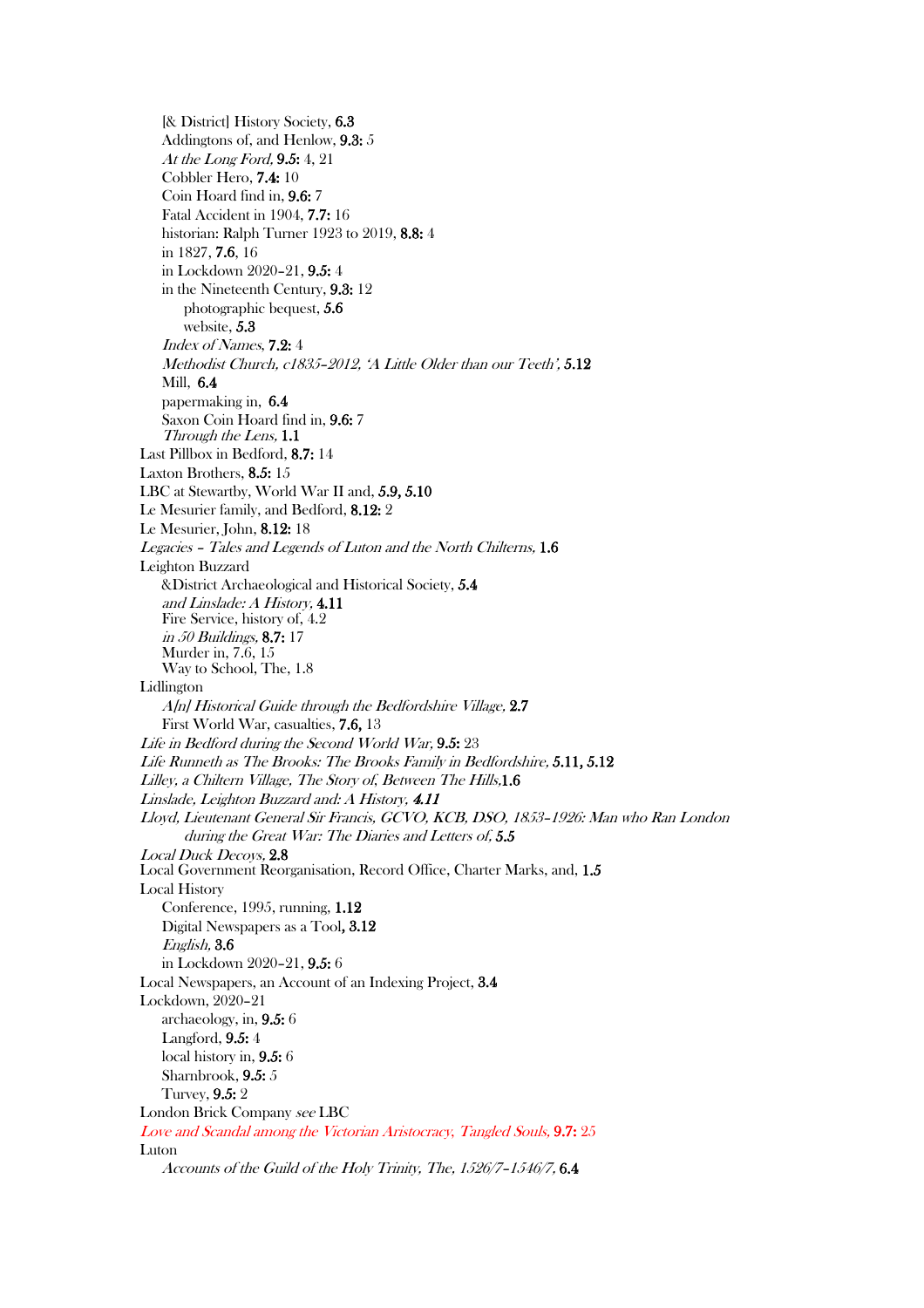[& District] History Society, **6.3**
Addingtons of, and Henlow, **9.3:** 5
*At the Long Ford,* **9.5:** 4, 21
Cobbler Hero, **7.4:** 10
Coin Hoard find in, **9.6:** 7
Fatal Accident in 1904, **7.7:** 16
historian: Ralph Turner 1923 to 2019, **8.8:** 4
in 1827, **7.6**, 16
in Lockdown 2020–21, **9.5:** 4
in the Nineteenth Century, **9.3:** 12
photographic bequest, **5.6**
website, **5.3**
*Index of Names*, **7.2:** 4
*Methodist Church, c1835–2012, 'A Little Older than our Teeth',* **5.12**
Mill, **6.4**
papermaking in, **6.4**
Saxon Coin Hoard find in, **9.6:** 7
*Through the Lens,* **1.1**

Last Pillbox in Bedford, **8.7:** 14
Laxton Brothers, **8.5:** 15
LBC at Stewartby, World War II and, **5.9, 5.10**
Le Mesurier family, and Bedford, **8.12:** 2
Le Mesurier, John, **8.12:** 18
*Legacies – Tales and Legends of Luton and the North Chilterns,* **1.6**
Leighton Buzzard
&District Archaeological and Historical Society, **5.4**
*and Linslade: A History,* **4.11**
Fire Service, history of, 4.2
*in 50 Buildings,* **8.7:** 17
Murder in, 7.6, 15
Way to School, The, 1.8

Lidlington
*A[n] Historical Guide through the Bedfordshire Village,* **2.7**
First World War, casualties, **7.6,** 13

*Life in Bedford during the Second World War,* **9.5:** 23
*Life Runneth as The Brooks: The Brooks Family in Bedfordshire,* **5.11, 5.12**
*Lilley, a Chiltern Village, The Story of, Between The Hills,***1.6**
*Linslade, Leighton Buzzard and: A History,* ***4.11***
*Lloyd, Lieutenant General Sir Francis, GCVO, KCB, DSO, 1853–1926: Man who Ran London during the Great War: The Diaries and Letters of,* **5.5**
*Local Duck Decoys,* **2.8**
Local Government Reorganisation, Record Office, Charter Marks, and, **1.5**
Local History
Conference, 1995, running, **1.12**
Digital Newspapers as a Tool**, 3.12**
*English,* **3.6**
in Lockdown 2020–21, **9.5:** 6

Local Newspapers, an Account of an Indexing Project, **3.4**
Lockdown, 2020–21
archaeology, in, **9.5:** 6
Langford, **9.5:** 4
local history in, **9.5:** 6
Sharnbrook, **9.5:** 5
Turvey, **9.5:** 2

London Brick Company *see* LBC
*Love and Scandal among the Victorian Aristocracy, Tangled Souls,* **9.7:** 25
Luton
*Accounts of the Guild of the Holy Trinity, The, 1526/7–1546/7,* **6.4**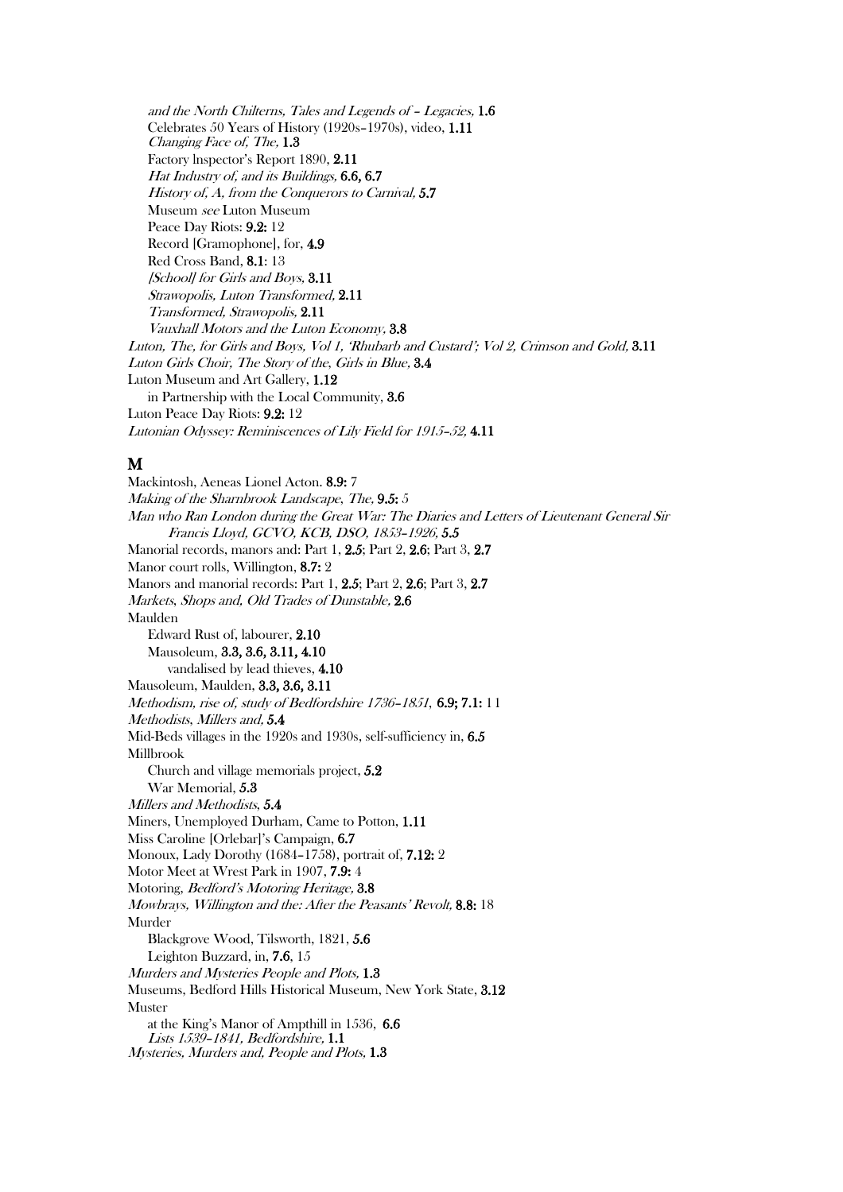*and the North Chilterns, Tales and Legends of – Legacies,* **1.6**
Celebrates 50 Years of History (1920s–1970s), video, **1.11**
*Changing Face of, The,* **1.3**
Factory Inspector's Report 1890, **2.11**
*Hat Industry of, and its Buildings,* **6.6, 6.7**
*History of, A, from the Conquerors to Carnival,* **5.7**
Museum *see* Luton Museum
Peace Day Riots: **9.2:** 12
Record [Gramophone], for, **4.9**
Red Cross Band, **8.1**: 13
*[School] for Girls and Boys,* **3.11**
*Strawopolis, Luton Transformed,* **2.11**
*Transformed, Strawopolis,* **2.11**
*Vauxhall Motors and the Luton Economy,* **3.8**

*Luton, The, for Girls and Boys, Vol 1, 'Rhubarb and Custard'; Vol 2, Crimson and Gold,* **3.11**
*Luton Girls Choir, The Story of the, Girls in Blue,* **3.4**
Luton Museum and Art Gallery, **1.12**
in Partnership with the Local Community, **3.6**
Luton Peace Day Riots: **9.2:** 12
*Lutonian Odyssey: Reminiscences of Lily Field for 1915–52,* **4.11**

## M

Mackintosh, Aeneas Lionel Acton. **8.9:** 7
*Making of the Sharnbrook Landscape, The,* **9.5:** 5
*Man who Ran London during the Great War: The Diaries and Letters of Lieutenant General Sir Francis Lloyd, GCVO, KCB, DSO, 1853–1926,* **5.5**
Manorial records, manors and: Part 1, **2.5**; Part 2, **2.6**; Part 3, **2.7**
Manor court rolls, Willington, **8.7:** 2
Manors and manorial records: Part 1, **2.5**; Part 2, **2.6**; Part 3, **2.7**
*Markets, Shops and, Old Trades of Dunstable,* **2.6**
Maulden
Edward Rust of, labourer, **2.10**
Mausoleum, **3.3, 3.6, 3.11, 4.10**
vandalised by lead thieves, **4.10**
Mausoleum, Maulden, **3.3, 3.6, 3.11**
*Methodism, rise of, study of Bedfordshire 1736–1851,* **6.9; 7.1:** 11
*Methodists, Millers and,* **5.4**
Mid-Beds villages in the 1920s and 1930s, self-sufficiency in, **6.5**
Millbrook
Church and village memorials project, **5.2**
War Memorial, **5.3**
*Millers and Methodists,* **5.4**
Miners, Unemployed Durham, Came to Potton, **1.11**
Miss Caroline [Orlebar]'s Campaign, **6.7**
Monoux, Lady Dorothy (1684–1758), portrait of, **7.12:** 2
Motor Meet at Wrest Park in 1907, **7.9:** 4
Motoring, *Bedford's Motoring Heritage,* **3.8**
*Mowbrays, Willington and the: After the Peasants' Revolt,* **8.8:** 18
Murder
Blackgrove Wood, Tilsworth, 1821, **5.6**
Leighton Buzzard, in, **7.6**, 15
*Murders and Mysteries People and Plots,* **1.3**
Museums, Bedford Hills Historical Museum, New York State, **3.12**
Muster
at the King's Manor of Ampthill in 1536, **6.6**
*Lists 1539–1841, Bedfordshire,* **1.1**
*Mysteries, Murders and, People and Plots,* **1.3**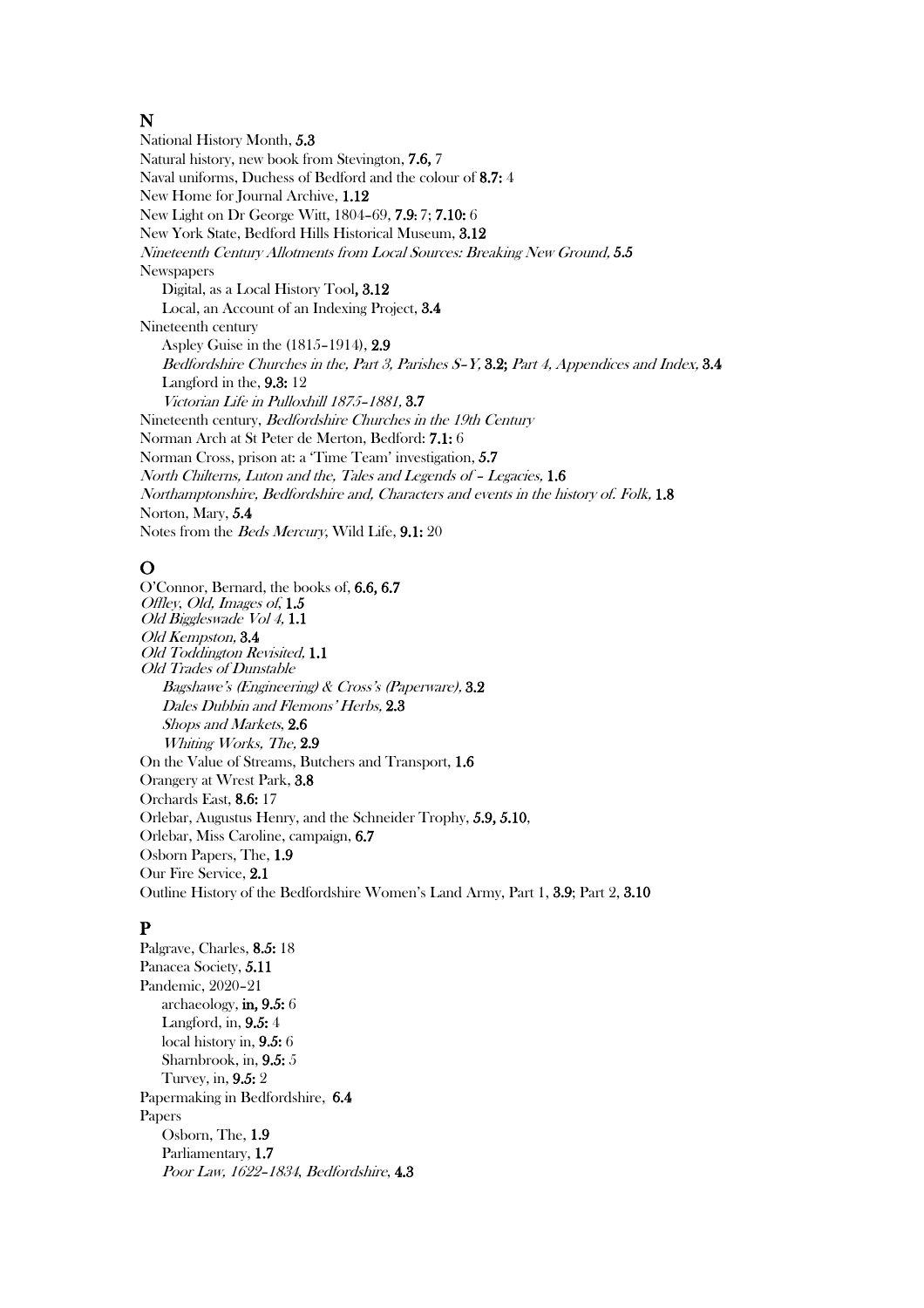## N

National History Month, **5.3**
Natural history, new book from Stevington, **7.6,** 7
Naval uniforms, Duchess of Bedford and the colour of **8.7:** 4
New Home for Journal Archive, **1.12**
New Light on Dr George Witt, 1804–69, **7.9:** 7; **7.10:** 6
New York State, Bedford Hills Historical Museum, **3.12**
*Nineteenth Century Allotments from Local Sources: Breaking New Ground,* **5.5**
Newspapers
  Digital, as a Local History Tool**, 3.12**
  Local, an Account of an Indexing Project, **3.4**
Nineteenth century
  Aspley Guise in the (1815–1914), **2.9**
  *Bedfordshire Churches in the, Part 3, Parishes S–Y,* **3.2;** *Part 4, Appendices and Index,* **3.4**
  Langford in the, **9.3:** 12
  *Victorian Life in Pulloxhill 1875–1881,* **3.7**
Nineteenth century, *Bedfordshire Churches in the 19th Century*
Norman Arch at St Peter de Merton, Bedford: **7.1:** 6
Norman Cross, prison at: a 'Time Team' investigation, **5.7**
*North Chilterns, Luton and the, Tales and Legends of – Legacies,* **1.6**
*Northamptonshire, Bedfordshire and, Characters and events in the history of. Folk,* **1.8**
Norton, Mary, **5.4**
Notes from the *Beds Mercury*, Wild Life, **9.1:** 20

## O

O'Connor, Bernard, the books of, **6.6, 6.7**
*Offley, Old, Images of,* **1.5**
*Old Biggleswade Vol 4,* **1.1**
*Old Kempston,* **3.4**
*Old Toddington Revisited,* **1.1**
*Old Trades of Dunstable*
  *Bagshawe's (Engineering) & Cross's (Paperware),* **3.2**
  *Dales Dubbin and Flemons' Herbs,* **2.3**
  *Shops and Markets*, **2.6**
  *Whiting Works, The,* **2.9**
On the Value of Streams, Butchers and Transport, **1.6**
Orangery at Wrest Park, **3.8**
Orchards East, **8.6:** 17
Orlebar, Augustus Henry, and the Schneider Trophy, **5.9, 5.10**,
Orlebar, Miss Caroline, campaign, **6.7**
Osborn Papers, The, **1.9**
Our Fire Service, **2.1**
Outline History of the Bedfordshire Women's Land Army, Part 1, **3.9**; Part 2, **3.10**

## P

Palgrave, Charles, **8.5:** 18
Panacea Society, **5.11**
Pandemic, 2020–21
  archaeology, **in, 9.5:** 6
  Langford, in, **9.5:** 4
  local history in, **9.5:** 6
  Sharnbrook, in, **9.5:** 5
  Turvey, in, **9.5:** 2
Papermaking in Bedfordshire, **6.4**
Papers
  Osborn, The, **1.9**
  Parliamentary, **1.7**
  *Poor Law, 1622–1834, Bedfordshire*, **4.3**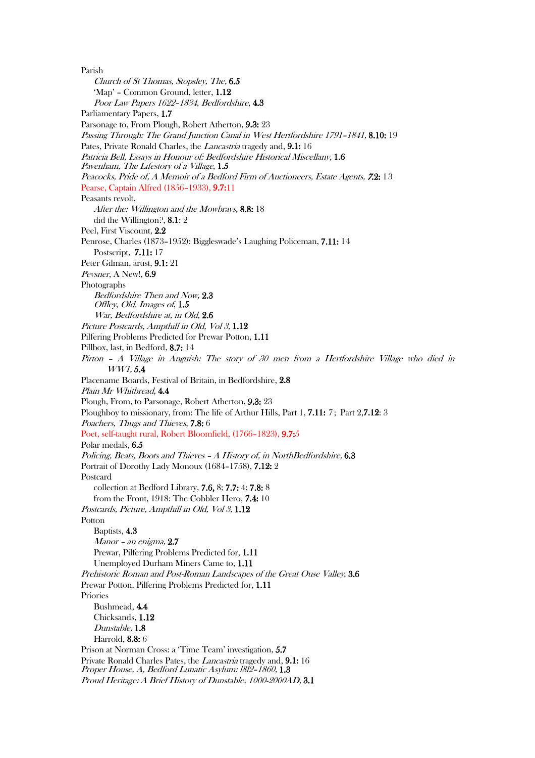Parish

*Church of St Thomas, Stopsley, The,* **6.5**

'Map' – Common Ground, letter, **1.12**

*Poor Law Papers 1622–1834, Bedfordshire*, **4.3**

Parliamentary Papers, **1.7**

Parsonage to, From Plough, Robert Atherton, **9.3:** 23

*Passing Through: The Grand Junction Canal in West Hertfordshire 1791–1841,* **8.10:** 19

Pates, Private Ronald Charles, the *Lancastria* tragedy and, **9.1:** 16

*Patricia Bell, Essays in Honour of: Bedfordshire Historical Miscellany,* **1.6**

*Pavenham, The Lifestory of a Village*, **1.5**

*Peacocks, Pride of, A Memoir of a Bedford Firm of Auctioneers, Estate Agents, **7.2:*** 13

Pearse, Captain Alfred (1856–1933), **9.7:**11

Peasants revolt,

*After the: Willington and the Mowbrays,* **8.8:** 18

did the Willington?, **8.1**: 2

Peel, First Viscount, **2.2**

Penrose, Charles (1873–1952): Biggleswade's Laughing Policeman, **7.11:** 14

Postscript, **7.11:** 17

Peter Gilman, artist, **9.1:** 21

*Pevsner*, A New!, **6.9**

Photographs

*Bedfordshire Then and Now,* **2.3**

*Offley, Old, Images of,* **1.5**

*War, Bedfordshire at, in Old,* **2.6**

*Picture Postcards, Ampthill in Old, Vol 3,* **1.12**

Pilfering Problems Predicted for Prewar Potton, **1.11**

Pillbox, last, in Bedford, **8.7:** 14

*Pirton – A Village in Anguish: The story of 30 men from a Hertfordshire Village who died in WW1,* **5.4**

Placename Boards, Festival of Britain, in Bedfordshire, **2.8**

*Plain Mr Whitbread*, **4.4**

Plough, From, to Parsonage, Robert Atherton, **9.3:** 23

Ploughboy to missionary, from: The life of Arthur Hills, Part 1, **7.11:** 7; Part 2,**7.12**: 3

*Poachers, Thugs and Thieves*, **7.8:** 6

Poet, self-taught rural, Robert Bloomfield, (1766–1823), **9.7:**5

Polar medals, **6.5**

*Policing, Beats, Boots and Thieves – A History of, in NorthBedfordshire,* **6.3**

Portrait of Dorothy Lady Monoux (1684–1758), **7.12:** 2

Postcard

collection at Bedford Library, **7.6,** 8; **7.7:** 4; **7.8:** 8

from the Front, 1918: The Cobbler Hero, **7.4:** 10

*Postcards, Picture, Ampthill in Old, Vol 3,* **1.12**

Potton

Baptists, **4.3**

*Manor – an enigma,* **2.7**

Prewar, Pilfering Problems Predicted for, **1.11**

Unemployed Durham Miners Came to, **1.11**

*Prehistoric Roman and Post-Roman Landscapes of the Great Ouse Valley*, **3.6**

Prewar Potton, Pilfering Problems Predicted for, **1.11**

Priories

Bushmead, **4.4**

Chicksands, **1.12**

*Dunstable,* **1.8**

Harrold, **8.8:** 6

Prison at Norman Cross: a 'Time Team' investigation, **5.7**

Private Ronald Charles Pates, the *Lancastria* tragedy and, **9.1:** 16

*Proper House, A, Bedford Lunatic Asylum: 1812–1860,* **1.3**

*Proud Heritage: A Brief History of Dunstable, 1000-2000AD,* **3.1**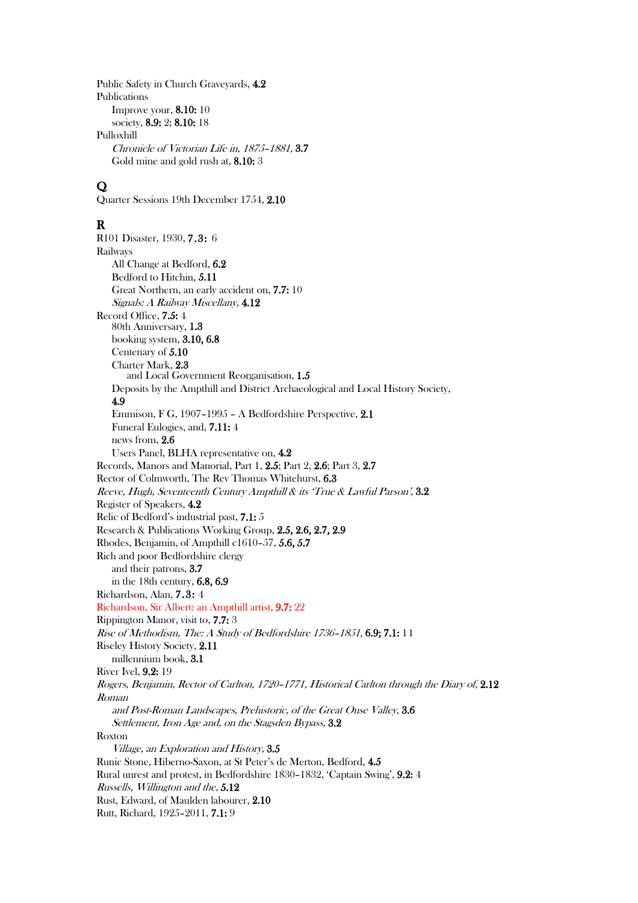Public Safety in Church Graveyards, **4.2**
Publications
  Improve your, **8.10:** 10
  society, **8.9:** 2; **8.10:** 18
Pulloxhill
  *Chronicle of Victorian Life in, 1875–1881,* **3.7**
  Gold mine and gold rush at, **8.10:** 3

## Q

Quarter Sessions 19th December 1754, **2.10**

## R

R101 Disaster, 1930, **7.3:** 6
Railways
  All Change at Bedford, **6.2**
  Bedford to Hitchin, **5.11**
  Great Northern, an early accident on, **7.7:** 10
  *Signals: A Railway Miscellany,* **4.12**
Record Office, **7.5:** 4
  80th Anniversary, **1.3**
  booking system, **3.10, 6.8**
  Centenary of **5.10**
  Charter Mark, **2.3**
    and Local Government Reorganisation, **1.5**
  Deposits by the Ampthill and District Archaeological and Local History Society, **4.9**
  Emmison, F G, 1907–1995 – A Bedfordshire Perspective, **2.1**
  Funeral Eulogies, and, **7.11:** 4
  news from, **2.6**
  Users Panel, BLHA representative on, **4.2**
Records, Manors and Manorial, Part 1, **2.5**; Part 2, **2.6**; Part 3, **2.7**
Rector of Colmworth, The Rev Thomas Whitehurst, **6.3**
*Reeve, Hugh, Seventeenth Century Ampthill & its 'True & Lawful Parson',* **3.2**
Register of Speakers, **4.2**
Relic of Bedford's industrial past, **7.1:** 5
Research & Publications Working Group, **2.5, 2.6, 2.7, 2.9**
Rhodes, Benjamin, of Ampthill c1610–57, **5.6, 5.7**
Rich and poor Bedfordshire clergy
  and their patrons, **3.7**
  in the 18th century, **6.8, 6.9**
Richardson, Alan, **7.3:** 4
Richardson, Sir Albert: an Ampthill artist, **9.7:** 22
Rippington Manor, visit to, **7.7:** 3
*Rise of Methodism, The: A Study of Bedfordshire 1736–1851*, **6.9; 7.1:** 11
Riseley History Society, **2.11**
  millennium book, **3.1**
River Ivel, **9.2:** 19
*Rogers, Benjamin, Rector of Carlton, 1720–1771, Historical Carlton through the Diary of,* **2.12**
*Roman*
  *and Post-Roman Landscapes, Prehistoric, of the Great Ouse Valley,* **3.6**
  *Settlement, Iron Age and, on the Stagsden Bypass,* **3.2**
Roxton
  *Village, an Exploration and History,* **3.5**
Runic Stone, Hiberno-Saxon, at St Peter's de Merton, Bedford, **4.5**
Rural unrest and protest, in Bedfordshire 1830–1832, 'Captain Swing', **9.2:** 4
*Russells, Willington and the,* **5.12**
Rust, Edward, of Maulden labourer, **2.10**
Rutt, Richard, 1925–2011, **7.1:** 9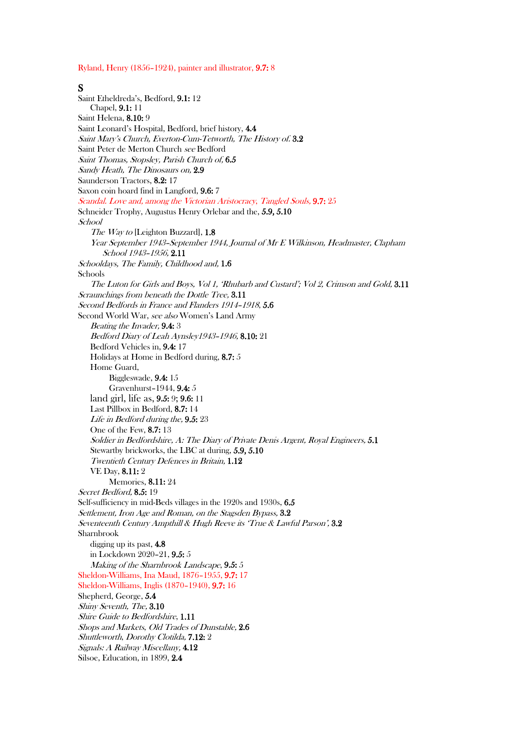Ryland, Henry (1856–1924), painter and illustrator, **9.7:** 8

## S

Saint Etheldreda's, Bedford, **9.1:** 12
  Chapel, **9.1:** 11
Saint Helena, **8.10:** 9
Saint Leonard's Hospital, Bedford, brief history, **4.4**
*Saint Mary's Church, Everton-Cum-Tetworth, The History of.* **3.2**
Saint Peter de Merton Church *see* Bedford
*Saint Thomas, Stopsley, Parish Church of,* **6.5**
*Sandy Heath, The Dinosaurs on,* **2.9**
Saunderson Tractors, **8.2:** 17
Saxon coin hoard find in Langford, **9.6:** 7
*Scandal. Love and, among the Victorian Aristocracy, Tangled Souls,* **9.7:** 25
Schneider Trophy, Augustus Henry Orlebar and the, **5.9, 5.10**
*School*
  *The Way to* [Leighton Buzzard], **1.8**
  *Year September 1943–September 1944, Journal of Mr E Wilkinson, Headmaster, Clapham School 1943–1956,* **2.11**
*Schooldays, The Family, Childhood and,* **1.6**
Schools
  *The Luton for Girls and Boys, Vol 1, 'Rhubarb and Custard'; Vol 2, Crimson and Gold,* **3.11**
*Scraunchings from beneath the Dottle Tree,* **3.11**
*Second Bedfords in France and Flanders 1914–1918,* **5.6**
Second World War, *see also* Women's Land Army
  *Beating the Invader,* **9.4:** 3
  *Bedford Diary of Leah Aynsley1943–1946,* **8.10:** 21
  Bedford Vehicles in, **9.4:** 17
  Holidays at Home in Bedford during, **8.7:** 5
  Home Guard,
    Biggleswade, **9.4:** 15
    Gravenhurst–1944, **9.4:** 5
  land girl, life as, **9.5:** 9; **9.6:** 11
  Last Pillbox in Bedford, **8.7:** 14
  *Life in Bedford during the,* **9.5:** 23
  One of the Few, **8.7:** 13
  *Soldier in Bedfordshire, A: The Diary of Private Denis Argent, Royal Engineers,* **5.1**
  Stewartby brickworks, the LBC at during, **5.9, 5.10**
  *Twentieth Century Defences in Britain,* **1.12**
  VE Day, **8.11:** 2
    Memories, **8.11:** 24
*Secret Bedford,* **8.5:** 19
Self-sufficiency in mid-Beds villages in the 1920s and 1930s, **6.5**
*Settlement, Iron Age and Roman, on the Stagsden Bypass,* **3.2**
*Seventeenth Century Ampthill & Hugh Reeve its 'True & Lawful Parson',* **3.2**
Sharnbrook
  digging up its past, **4.8**
  in Lockdown 2020–21, **9.5:** 5
  *Making of the Sharnbrook Landscape,* **9.5:** 5
Sheldon-Williams, Ina Maud, 1876–1955, **9.7:** 17
Sheldon-Williams, Inglis (1870–1940), **9.7:** 16
Shepherd, George, **5.4**
*Shiny Seventh, The,* **3.10**
*Shire Guide to Bedfordshire,* **1.11**
*Shops and Markets, Old Trades of Dunstable,* **2.6**
*Shuttleworth, Dorothy Clotilda,* **7.12:** 2
*Signals: A Railway Miscellany,* **4.12**
Silsoe, Education, in 1899, **2.4**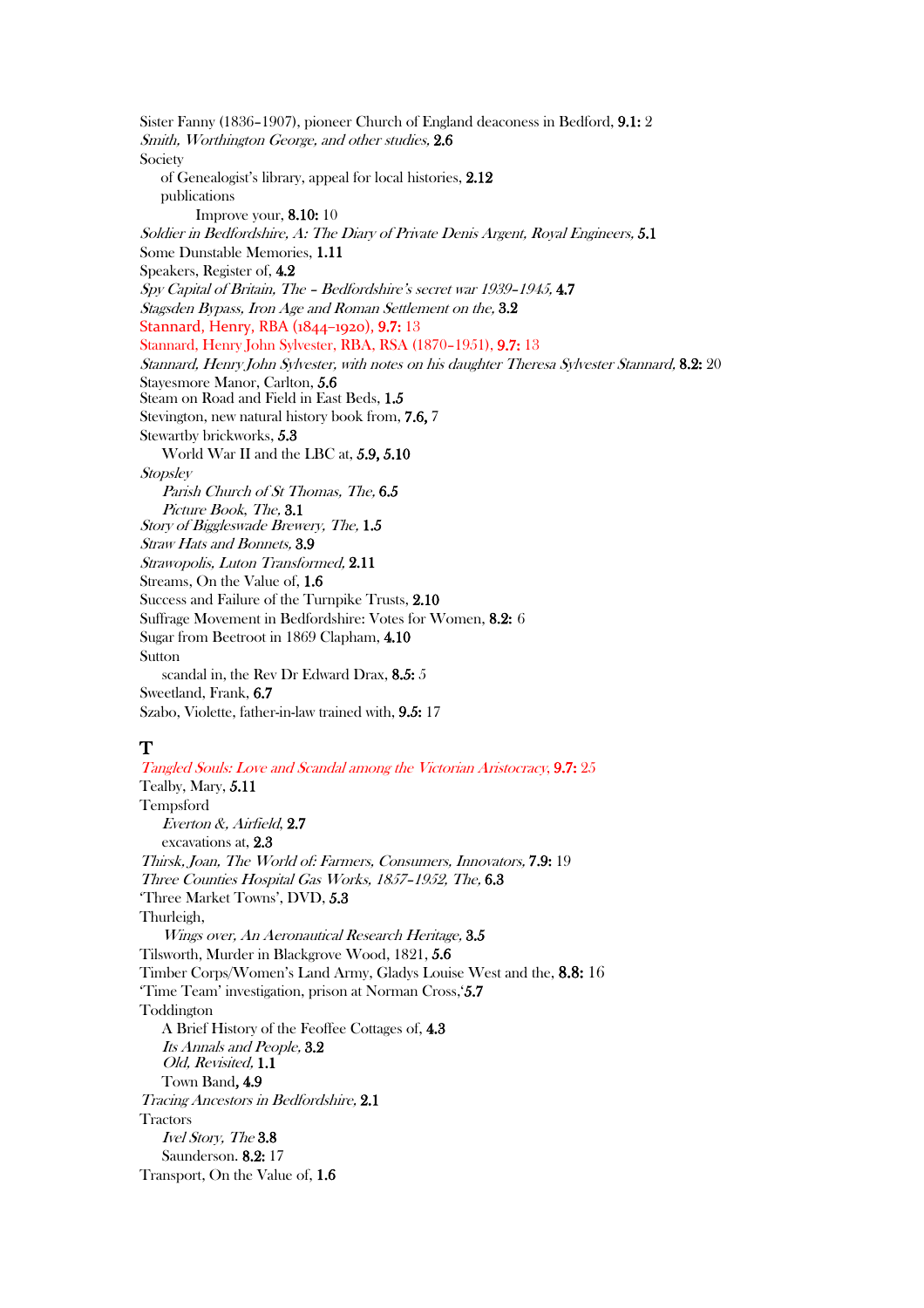Sister Fanny (1836–1907), pioneer Church of England deaconess in Bedford, **9.1:** 2
*Smith, Worthington George, and other studies,* **2.6**
Society
  of Genealogist's library, appeal for local histories, **2.12**
  publications
    Improve your, **8.10:** 10
*Soldier in Bedfordshire, A: The Diary of Private Denis Argent, Royal Engineers,* **5.1**
Some Dunstable Memories, **1.11**
Speakers, Register of, **4.2**
*Spy Capital of Britain, The – Bedfordshire's secret war 1939–1945,* **4.7**
*Stagsden Bypass, Iron Age and Roman Settlement on the,* **3.2**
Stannard, Henry, RBA (1844–1920), **9.7:** 13
Stannard, Henry John Sylvester, RBA, RSA (1870–1951), **9.7:** 13
*Stannard, Henry John Sylvester, with notes on his daughter Theresa Sylvester Stannard,* **8.2:** 20
Stayesmore Manor, Carlton, **5.6**
Steam on Road and Field in East Beds, **1.5**
Stevington, new natural history book from, **7.6,** 7
Stewartby brickworks, **5.3**
  World War II and the LBC at, **5.9, 5.10**
*Stopsley*
  *Parish Church of St Thomas, The,* **6.5**
  *Picture Book, The,* **3.1**
*Story of Biggleswade Brewery, The,* **1.5**
*Straw Hats and Bonnets,* **3.9**
*Strawopolis, Luton Transformed,* **2.11**
Streams, On the Value of, **1.6**
Success and Failure of the Turnpike Trusts, **2.10**
Suffrage Movement in Bedfordshire: Votes for Women, **8.2:** 6
Sugar from Beetroot in 1869 Clapham, **4.10**
Sutton
  scandal in, the Rev Dr Edward Drax, **8.5:** 5
Sweetland, Frank, **6.7**
Szabo, Violette, father-in-law trained with, **9.5:** 17

## T

*Tangled Souls: Love and Scandal among the Victorian Aristocracy,* **9.7:** 25
Tealby, Mary, **5.11**
Tempsford
  *Everton &, Airfield,* **2.7**
  excavations at, **2.3**
*Thirsk, Joan, The World of: Farmers, Consumers, Innovators,* **7.9:** 19
*Three Counties Hospital Gas Works, 1857–1952, The,* **6.3**
'Three Market Towns', DVD, **5.3**
Thurleigh,
  *Wings over, An Aeronautical Research Heritage,* **3.5**
Tilsworth, Murder in Blackgrove Wood, 1821, **5.6**
Timber Corps/Women's Land Army, Gladys Louise West and the, **8.8:** 16
'Time Team' investigation, prison at Norman Cross,' **5.7**
Toddington
  A Brief History of the Feoffee Cottages of, **4.3**
  *Its Annals and People,* **3.2**
  *Old, Revisited,* **1.1**
  Town Band**, 4.9**
*Tracing Ancestors in Bedfordshire,* **2.1**
Tractors
  *Ivel Story, The* **3.8**
  Saunderson. **8.2:** 17
Transport, On the Value of, **1.6**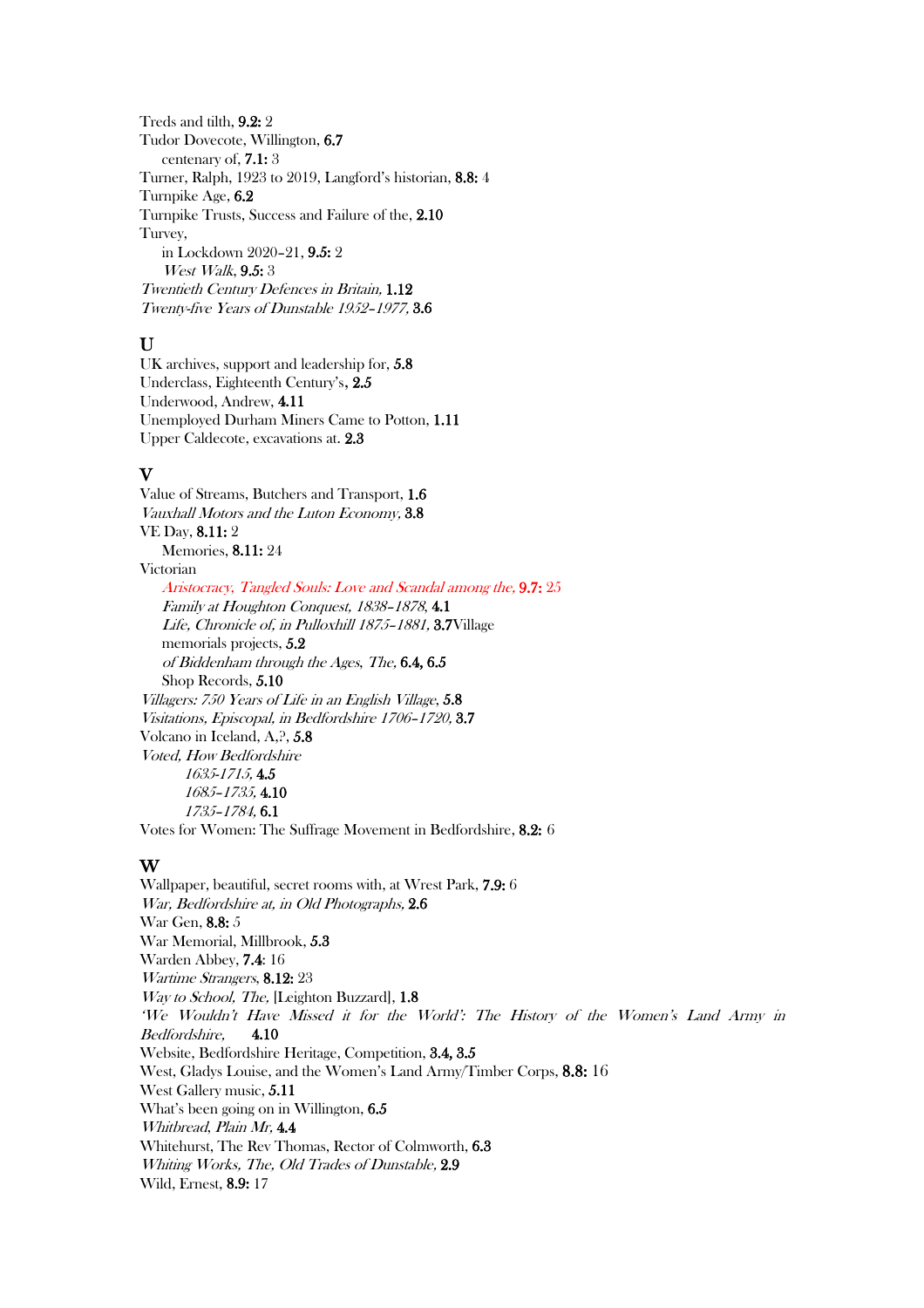Treds and tilth, **9.2:** 2
Tudor Dovecote, Willington, **6.7**
    centenary of, **7.1:** 3
Turner, Ralph, 1923 to 2019, Langford's historian, **8.8:** 4
Turnpike Age, **6.2**
Turnpike Trusts, Success and Failure of the, **2.10**
Turvey,
    in Lockdown 2020–21, **9.5:** 2
    *West Walk*, **9.5:** 3
*Twentieth Century Defences in Britain,* **1.12**
*Twenty-five Years of Dunstable 1952–1977,* **3.6**

## U

UK archives, support and leadership for, **5.8**
Underclass, Eighteenth Century's, **2.5**
Underwood, Andrew, **4.11**
Unemployed Durham Miners Came to Potton, **1.11**
Upper Caldecote, excavations at. **2.3**

## V

Value of Streams, Butchers and Transport, **1.6**
*Vauxhall Motors and the Luton Economy,* **3.8**
VE Day, **8.11:** 2
    Memories, **8.11:** 24
Victorian
    *Aristocracy, Tangled Souls: Love and Scandal among the,* **9.7:** 25
    *Family at Houghton Conquest, 1838–1878,* **4.1**
    *Life, Chronicle of, in Pulloxhill 1875–1881,* **3.7**Village
    memorials projects, **5.2**
    *of Biddenham through the Ages, The,* **6.4, 6.5**
    Shop Records, **5.10**
*Villagers: 750 Years of Life in an English Village,* **5.8**
*Visitations, Episcopal, in Bedfordshire 1706–1720,* **3.7**
Volcano in Iceland, A,?, **5.8**
*Voted, How Bedfordshire*
        *1635-1715,* **4.5**
        *1685–1735,* **4.10**
        *1735–1784,* **6.1**
Votes for Women: The Suffrage Movement in Bedfordshire, **8.2:** 6

## W

Wallpaper, beautiful, secret rooms with, at Wrest Park, **7.9:** 6
*War, Bedfordshire at, in Old Photographs,* **2.6**
War Gen, **8.8:** 5
War Memorial, Millbrook, **5.3**
Warden Abbey, **7.4**: 16
*Wartime Strangers,* **8.12:** 23
*Way to School, The,* [Leighton Buzzard], **1.8**
*'We Wouldn't Have Missed it for the World': The History of the Women's Land Army in Bedfordshire,* **4.10**
Website, Bedfordshire Heritage, Competition, **3.4, 3.5**
West, Gladys Louise, and the Women's Land Army/Timber Corps, **8.8:** 16
West Gallery music, **5.11**
What's been going on in Willington, **6.5**
*Whitbread, Plain Mr,* **4.4**
Whitehurst, The Rev Thomas, Rector of Colmworth, **6.3**
*Whiting Works, The, Old Trades of Dunstable,* **2.9**
Wild, Ernest, **8.9:** 17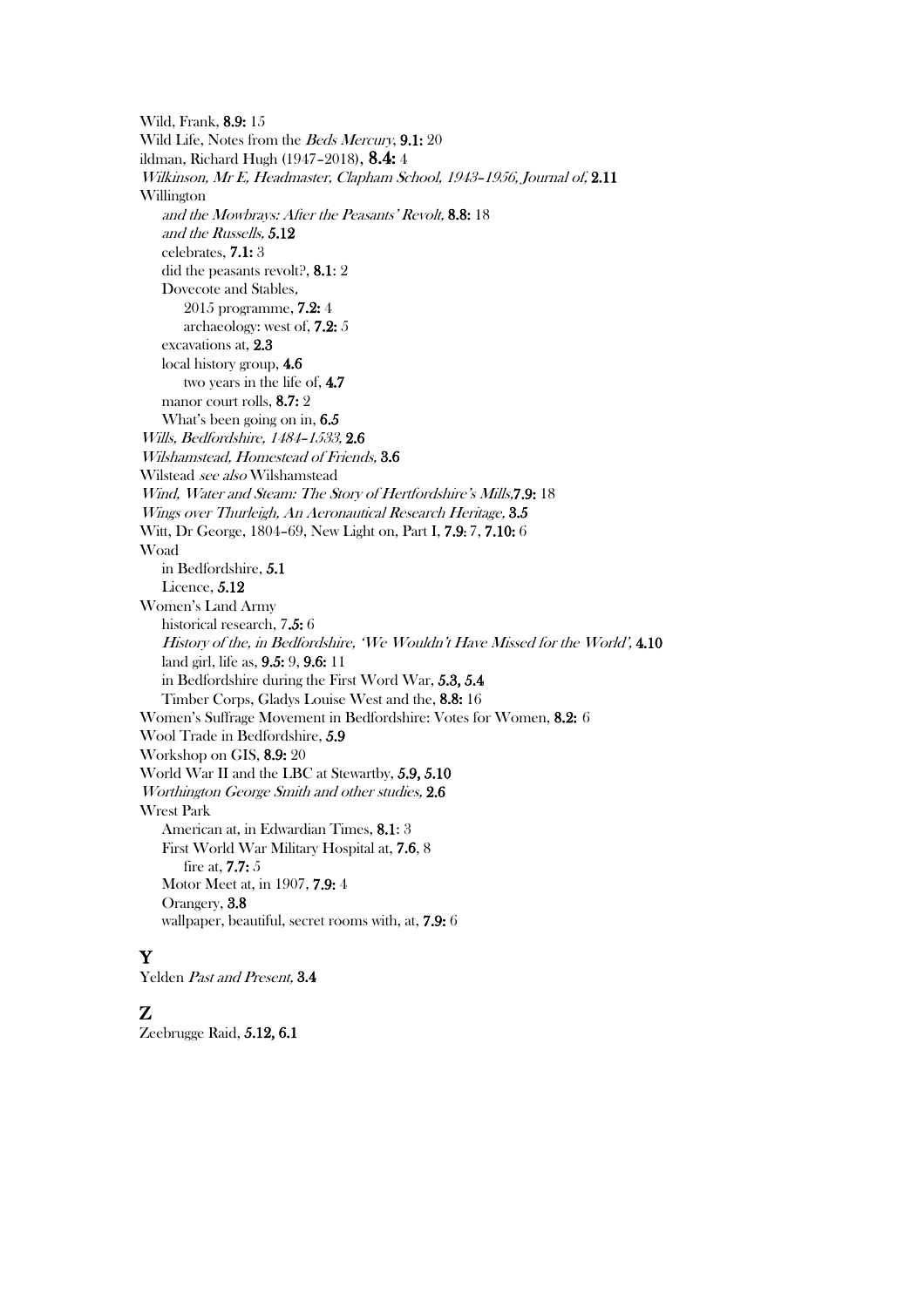Wild, Frank, **8.9:** 15
Wild Life, Notes from the *Beds Mercury*, **9.1:** 20
ildman, Richard Hugh (1947–2018), **8.4:** 4
*Wilkinson, Mr E, Headmaster, Clapham School, 1943–1956, Journal of,* **2.11**
Willington
    *and the Mowbrays: After the Peasants' Revolt,* **8.8:** 18
    *and the Russells,* **5.12**
    celebrates, **7.1:** 3
    did the peasants revolt?, **8.1**: 2
    Dovecote and Stables,
        2015 programme, **7.2:** 4
        archaeology: west of, **7.2:** 5
    excavations at, **2.3**
    local history group, **4.6**
        two years in the life of, **4.7**
    manor court rolls, **8.7:** 2
    What's been going on in, **6.5**
*Wills, Bedfordshire, 1484–1533,* **2.6**
*Wilshamstead, Homestead of Friends,* **3.6**
Wilstead *see also* Wilshamstead
*Wind, Water and Steam: The Story of Hertfordshire's Mills,***7.9:** 18
*Wings over Thurleigh, An Aeronautical Research Heritage,* **3.5**
Witt, Dr George, 1804–69, New Light on, Part I, **7.9:** 7, **7.10:** 6
Woad
    in Bedfordshire, **5.1**
    Licence, **5.12**
Women's Land Army
    historical research, 7**.5:** 6
    *History of the, in Bedfordshire, 'We Wouldn't Have Missed for the World',* **4.10**
    land girl, life as, **9.5:** 9, **9.6:** 11
    in Bedfordshire during the First Word War, **5.3, 5.4**
    Timber Corps, Gladys Louise West and the, **8.8:** 16
Women's Suffrage Movement in Bedfordshire: Votes for Women, **8.2:** 6
Wool Trade in Bedfordshire, **5.9**
Workshop on GIS, **8.9:** 20
World War II and the LBC at Stewartby, **5.9, 5.10**
*Worthington George Smith and other studies,* **2.6**
Wrest Park
    American at, in Edwardian Times, **8.1**: 3
    First World War Military Hospital at, **7.6**, 8
        fire at, **7.7:** 5
    Motor Meet at, in 1907, **7.9:** 4
    Orangery, **3.8**
    wallpaper, beautiful, secret rooms with, at, **7.9:** 6

## Y

Yelden *Past and Present,* **3.4**

## Z

Zeebrugge Raid, **5.12, 6.1**